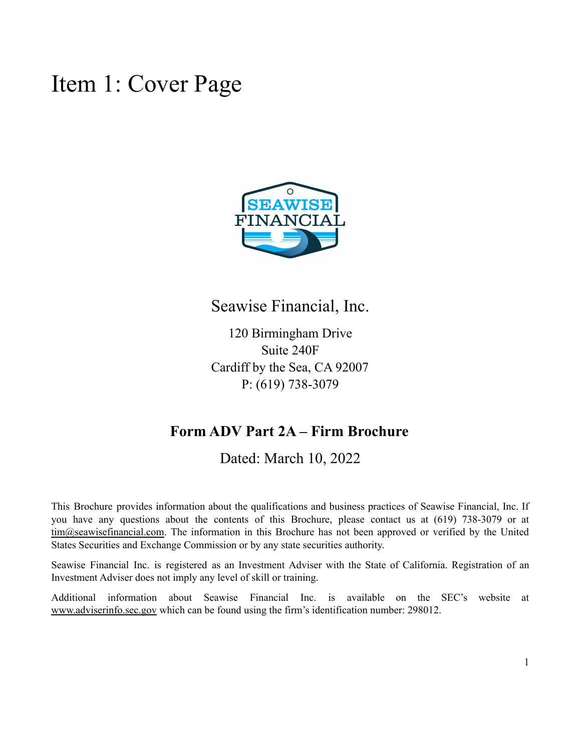# Item 1: Cover Page

Seawise Financial, Inc.

120 Birmingham Drive
Suite 240F
Cardiff by the Sea, CA 92007
P: (619) 738-3079

**Form ADV Part 2A – Firm Brochure**

Dated: March 10, 2022

This Brochure provides information about the qualifications and business practices of Seawise Financial, Inc. If you have any questions about the contents of this Brochure, please contact us at (619) 738-3079 or at tim@seawisefinancial.com. The information in this Brochure has not been approved or verified by the United States Securities and Exchange Commission or by any state securities authority.

Seawise Financial Inc. is registered as an Investment Adviser with the State of California. Registration of an Investment Adviser does not imply any level of skill or training.

Additional information about Seawise Financial Inc. is available on the SEC's website at www.adviserinfo.sec.gov which can be found using the firm's identification number: 298012.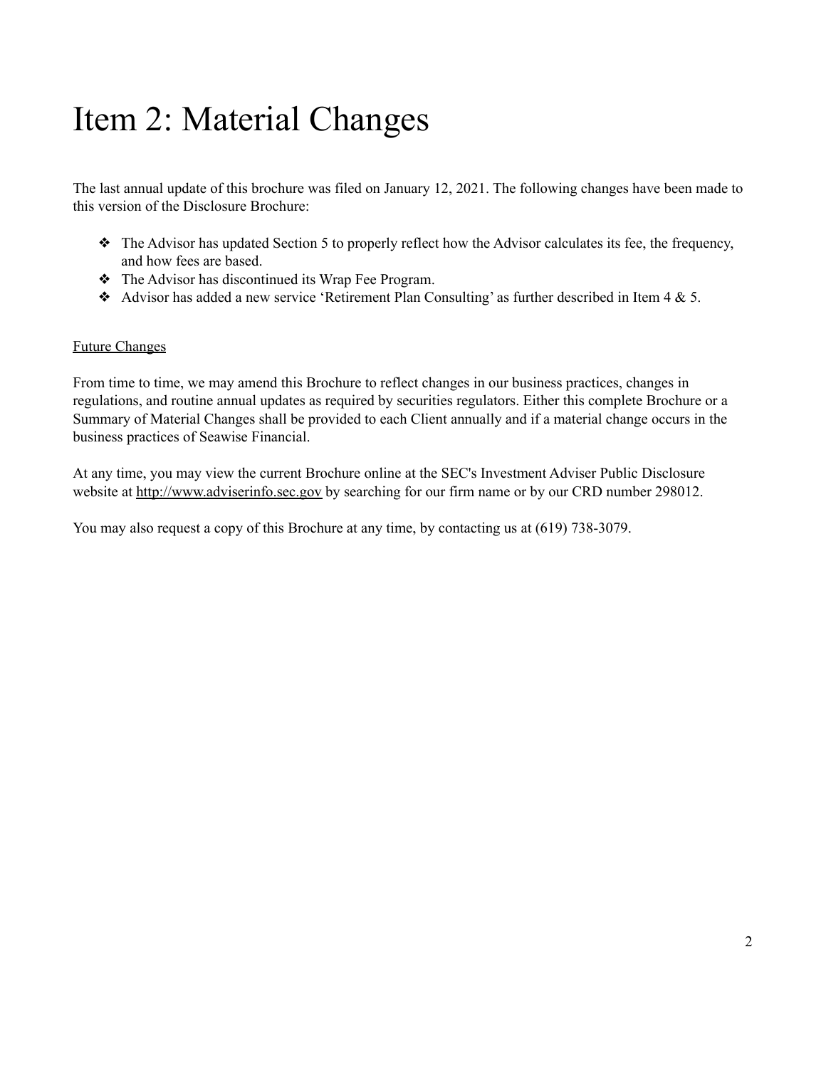# Item 2: Material Changes

The last annual update of this brochure was filed on January 12, 2021. The following changes have been made to this version of the Disclosure Brochure:

- The Advisor has updated Section 5 to properly reflect how the Advisor calculates its fee, the frequency, and how fees are based.
- The Advisor has discontinued its Wrap Fee Program.
- Advisor has added a new service 'Retirement Plan Consulting' as further described in Item 4 & 5.

Future Changes

From time to time, we may amend this Brochure to reflect changes in our business practices, changes in regulations, and routine annual updates as required by securities regulators. Either this complete Brochure or a Summary of Material Changes shall be provided to each Client annually and if a material change occurs in the business practices of Seawise Financial.

At any time, you may view the current Brochure online at the SEC's Investment Adviser Public Disclosure website at http://www.adviserinfo.sec.gov by searching for our firm name or by our CRD number 298012.

You may also request a copy of this Brochure at any time, by contacting us at (619) 738-3079.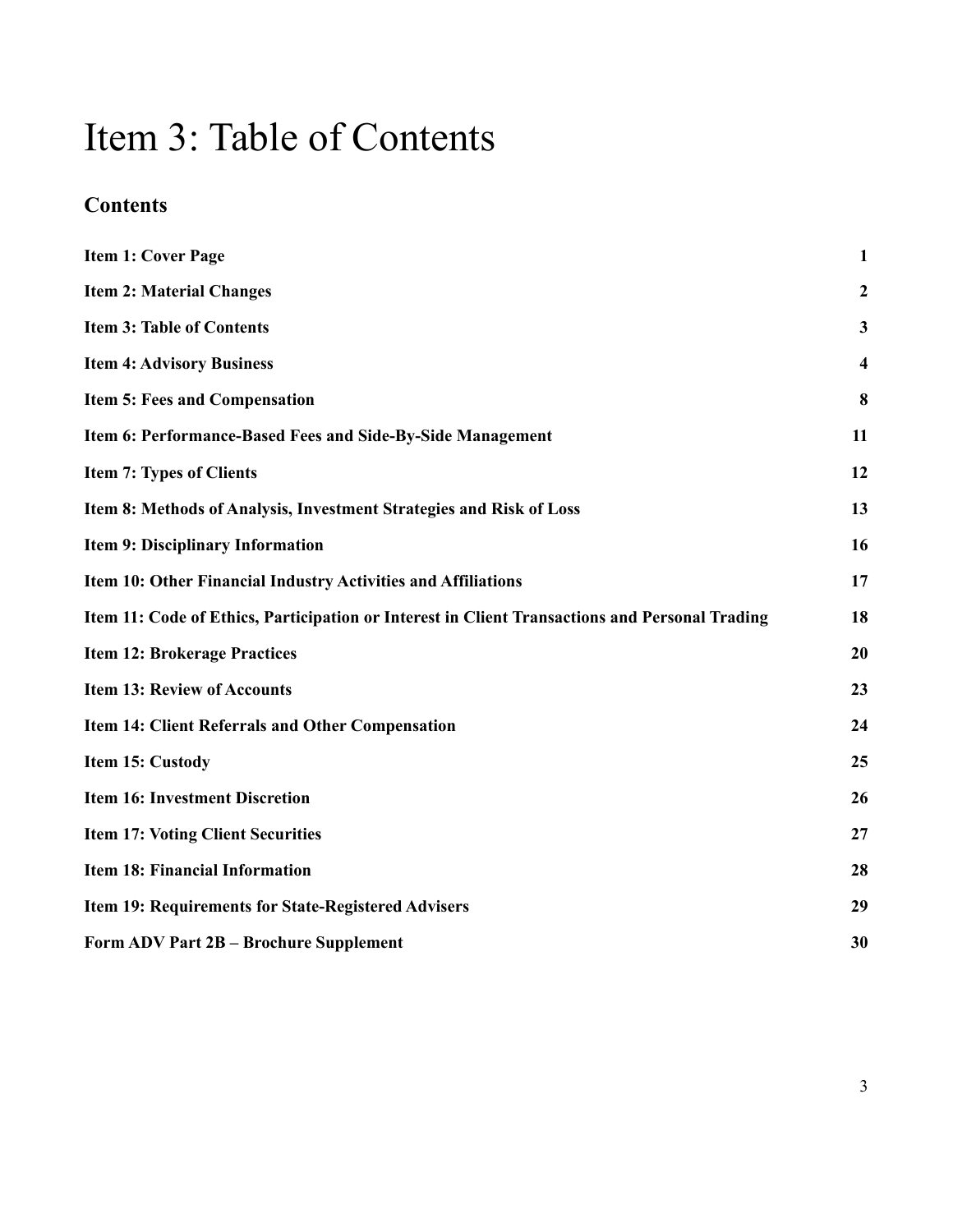# Item 3: Table of Contents

## Contents

| | |
|---|---|
| **Item 1: Cover Page** | **1** |
| **Item 2: Material Changes** | **2** |
| **Item 3: Table of Contents** | **3** |
| **Item 4: Advisory Business** | **4** |
| **Item 5: Fees and Compensation** | **8** |
| **Item 6: Performance-Based Fees and Side-By-Side Management** | **11** |
| **Item 7: Types of Clients** | **12** |
| **Item 8: Methods of Analysis, Investment Strategies and Risk of Loss** | **13** |
| **Item 9: Disciplinary Information** | **16** |
| **Item 10: Other Financial Industry Activities and Affiliations** | **17** |
| **Item 11: Code of Ethics, Participation or Interest in Client Transactions and Personal Trading** | **18** |
| **Item 12: Brokerage Practices** | **20** |
| **Item 13: Review of Accounts** | **23** |
| **Item 14: Client Referrals and Other Compensation** | **24** |
| **Item 15: Custody** | **25** |
| **Item 16: Investment Discretion** | **26** |
| **Item 17: Voting Client Securities** | **27** |
| **Item 18: Financial Information** | **28** |
| **Item 19: Requirements for State-Registered Advisers** | **29** |
| **Form ADV Part 2B – Brochure Supplement** | **30** |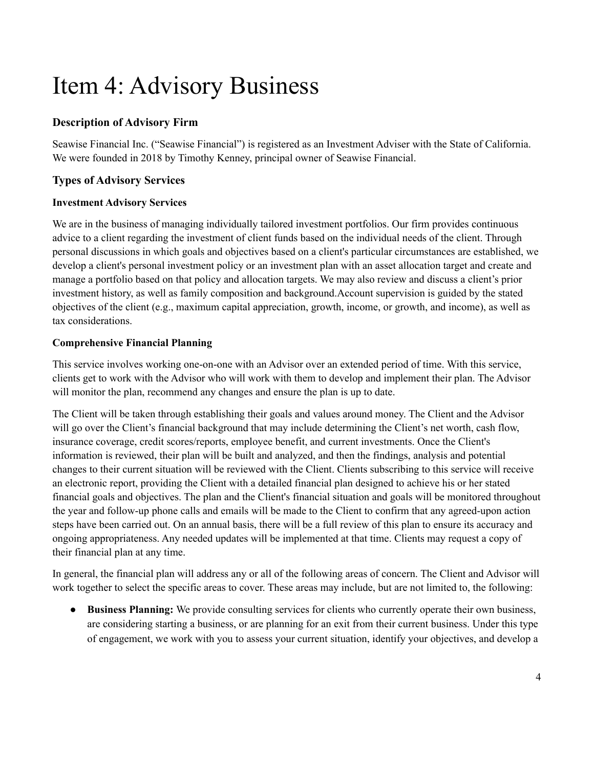# Item 4: Advisory Business

### Description of Advisory Firm

Seawise Financial Inc. ("Seawise Financial") is registered as an Investment Adviser with the State of California. We were founded in 2018 by Timothy Kenney, principal owner of Seawise Financial.

### Types of Advisory Services

#### Investment Advisory Services

We are in the business of managing individually tailored investment portfolios. Our firm provides continuous advice to a client regarding the investment of client funds based on the individual needs of the client. Through personal discussions in which goals and objectives based on a client's particular circumstances are established, we develop a client's personal investment policy or an investment plan with an asset allocation target and create and manage a portfolio based on that policy and allocation targets. We may also review and discuss a client's prior investment history, as well as family composition and background.Account supervision is guided by the stated objectives of the client (e.g., maximum capital appreciation, growth, income, or growth, and income), as well as tax considerations.

#### Comprehensive Financial Planning

This service involves working one-on-one with an Advisor over an extended period of time. With this service, clients get to work with the Advisor who will work with them to develop and implement their plan. The Advisor will monitor the plan, recommend any changes and ensure the plan is up to date.

The Client will be taken through establishing their goals and values around money. The Client and the Advisor will go over the Client's financial background that may include determining the Client's net worth, cash flow, insurance coverage, credit scores/reports, employee benefit, and current investments. Once the Client's information is reviewed, their plan will be built and analyzed, and then the findings, analysis and potential changes to their current situation will be reviewed with the Client. Clients subscribing to this service will receive an electronic report, providing the Client with a detailed financial plan designed to achieve his or her stated financial goals and objectives. The plan and the Client's financial situation and goals will be monitored throughout the year and follow-up phone calls and emails will be made to the Client to confirm that any agreed-upon action steps have been carried out. On an annual basis, there will be a full review of this plan to ensure its accuracy and ongoing appropriateness. Any needed updates will be implemented at that time. Clients may request a copy of their financial plan at any time.

In general, the financial plan will address any or all of the following areas of concern. The Client and Advisor will work together to select the specific areas to cover. These areas may include, but are not limited to, the following:

- **Business Planning:** We provide consulting services for clients who currently operate their own business, are considering starting a business, or are planning for an exit from their current business. Under this type of engagement, we work with you to assess your current situation, identify your objectives, and develop a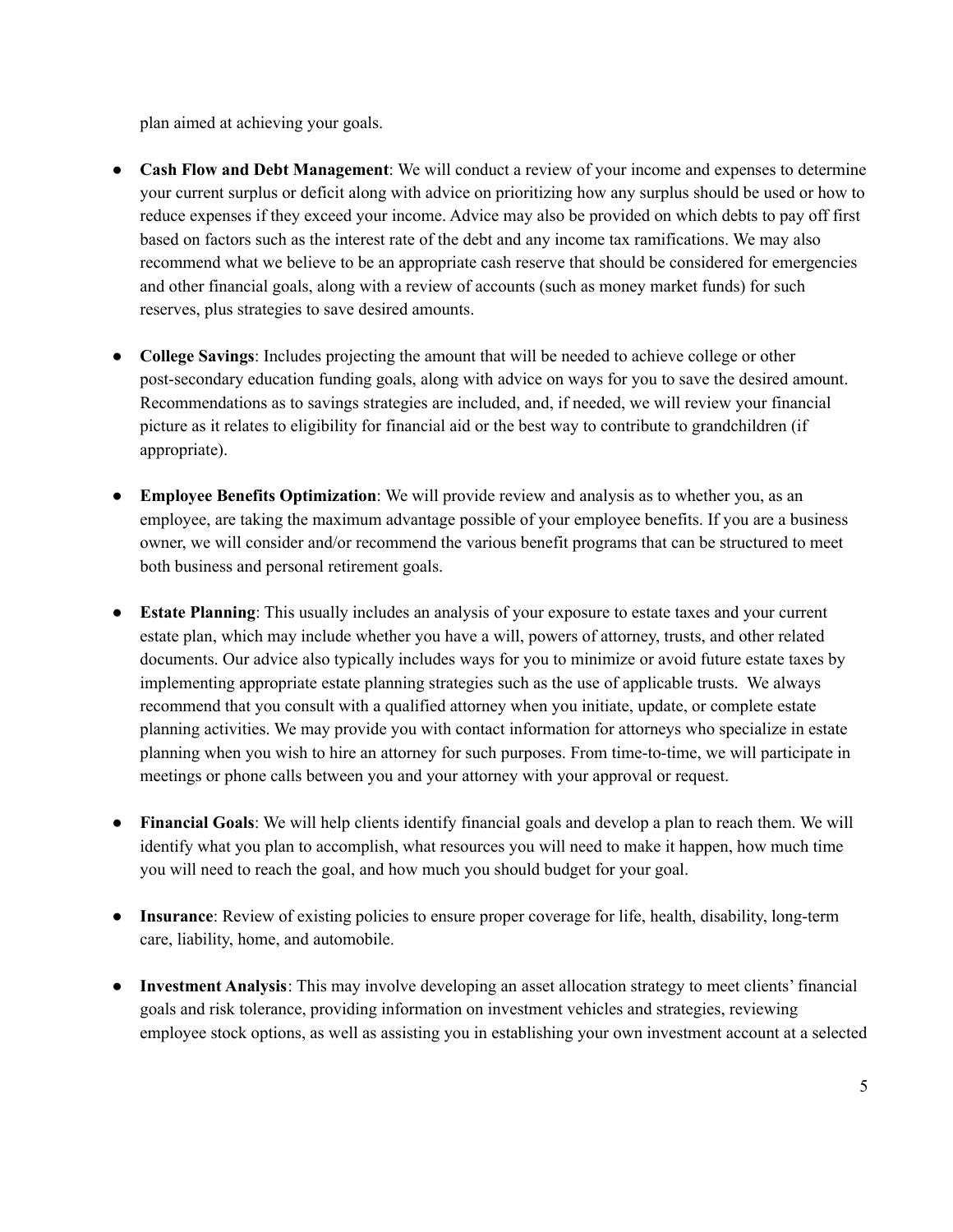plan aimed at achieving your goals.

- **Cash Flow and Debt Management**: We will conduct a review of your income and expenses to determine your current surplus or deficit along with advice on prioritizing how any surplus should be used or how to reduce expenses if they exceed your income. Advice may also be provided on which debts to pay off first based on factors such as the interest rate of the debt and any income tax ramifications. We may also recommend what we believe to be an appropriate cash reserve that should be considered for emergencies and other financial goals, along with a review of accounts (such as money market funds) for such reserves, plus strategies to save desired amounts.

- **College Savings**: Includes projecting the amount that will be needed to achieve college or other post-secondary education funding goals, along with advice on ways for you to save the desired amount. Recommendations as to savings strategies are included, and, if needed, we will review your financial picture as it relates to eligibility for financial aid or the best way to contribute to grandchildren (if appropriate).

- **Employee Benefits Optimization**: We will provide review and analysis as to whether you, as an employee, are taking the maximum advantage possible of your employee benefits. If you are a business owner, we will consider and/or recommend the various benefit programs that can be structured to meet both business and personal retirement goals.

- **Estate Planning**: This usually includes an analysis of your exposure to estate taxes and your current estate plan, which may include whether you have a will, powers of attorney, trusts, and other related documents. Our advice also typically includes ways for you to minimize or avoid future estate taxes by implementing appropriate estate planning strategies such as the use of applicable trusts. We always recommend that you consult with a qualified attorney when you initiate, update, or complete estate planning activities. We may provide you with contact information for attorneys who specialize in estate planning when you wish to hire an attorney for such purposes. From time-to-time, we will participate in meetings or phone calls between you and your attorney with your approval or request.

- **Financial Goals**: We will help clients identify financial goals and develop a plan to reach them. We will identify what you plan to accomplish, what resources you will need to make it happen, how much time you will need to reach the goal, and how much you should budget for your goal.

- **Insurance**: Review of existing policies to ensure proper coverage for life, health, disability, long-term care, liability, home, and automobile.

- **Investment Analysis**: This may involve developing an asset allocation strategy to meet clients' financial goals and risk tolerance, providing information on investment vehicles and strategies, reviewing employee stock options, as well as assisting you in establishing your own investment account at a selected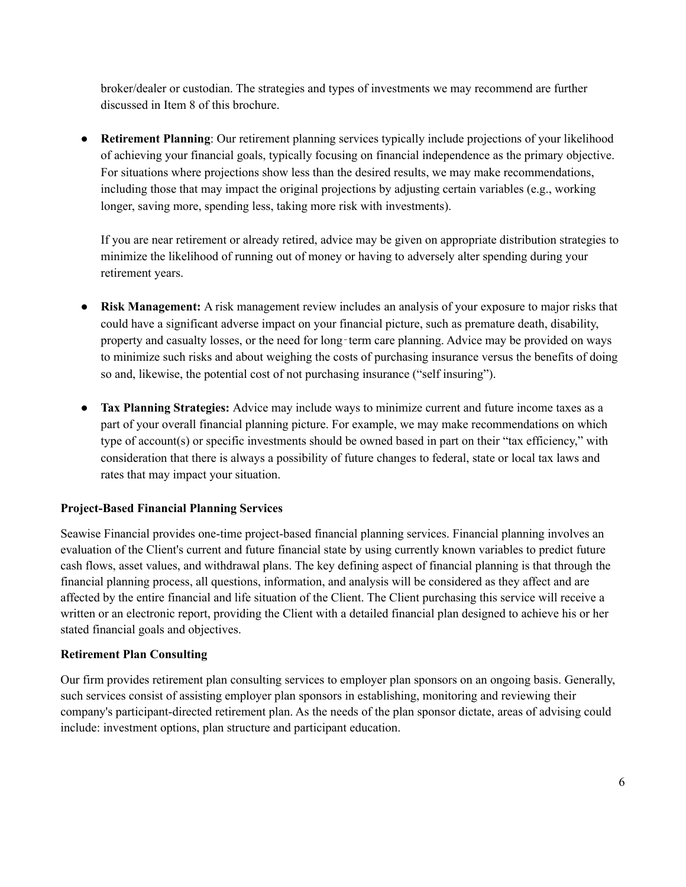broker/dealer or custodian. The strategies and types of investments we may recommend are further discussed in Item 8 of this brochure.

- **Retirement Planning**: Our retirement planning services typically include projections of your likelihood of achieving your financial goals, typically focusing on financial independence as the primary objective. For situations where projections show less than the desired results, we may make recommendations, including those that may impact the original projections by adjusting certain variables (e.g., working longer, saving more, spending less, taking more risk with investments).

  If you are near retirement or already retired, advice may be given on appropriate distribution strategies to minimize the likelihood of running out of money or having to adversely alter spending during your retirement years.

- **Risk Management:** A risk management review includes an analysis of your exposure to major risks that could have a significant adverse impact on your financial picture, such as premature death, disability, property and casualty losses, or the need for long‑term care planning. Advice may be provided on ways to minimize such risks and about weighing the costs of purchasing insurance versus the benefits of doing so and, likewise, the potential cost of not purchasing insurance ("self insuring").

- **Tax Planning Strategies:** Advice may include ways to minimize current and future income taxes as a part of your overall financial planning picture. For example, we may make recommendations on which type of account(s) or specific investments should be owned based in part on their "tax efficiency," with consideration that there is always a possibility of future changes to federal, state or local tax laws and rates that may impact your situation.

**Project-Based Financial Planning Services**

Seawise Financial provides one-time project-based financial planning services. Financial planning involves an evaluation of the Client's current and future financial state by using currently known variables to predict future cash flows, asset values, and withdrawal plans. The key defining aspect of financial planning is that through the financial planning process, all questions, information, and analysis will be considered as they affect and are affected by the entire financial and life situation of the Client. The Client purchasing this service will receive a written or an electronic report, providing the Client with a detailed financial plan designed to achieve his or her stated financial goals and objectives.

**Retirement Plan Consulting**

Our firm provides retirement plan consulting services to employer plan sponsors on an ongoing basis. Generally, such services consist of assisting employer plan sponsors in establishing, monitoring and reviewing their company's participant-directed retirement plan. As the needs of the plan sponsor dictate, areas of advising could include: investment options, plan structure and participant education.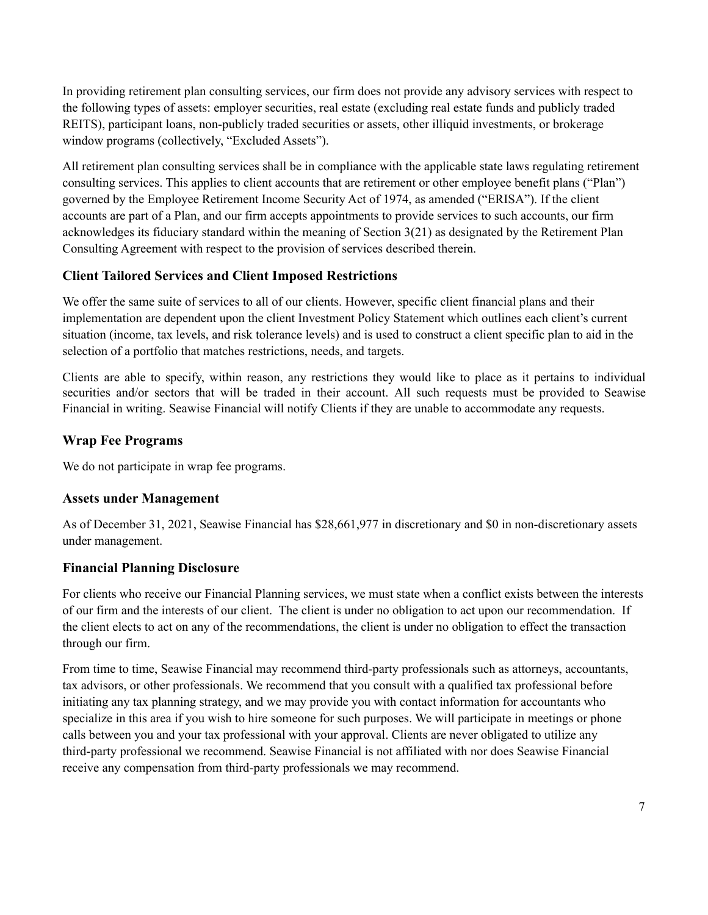In providing retirement plan consulting services, our firm does not provide any advisory services with respect to the following types of assets: employer securities, real estate (excluding real estate funds and publicly traded REITS), participant loans, non-publicly traded securities or assets, other illiquid investments, or brokerage window programs (collectively, "Excluded Assets").

All retirement plan consulting services shall be in compliance with the applicable state laws regulating retirement consulting services. This applies to client accounts that are retirement or other employee benefit plans ("Plan") governed by the Employee Retirement Income Security Act of 1974, as amended ("ERISA"). If the client accounts are part of a Plan, and our firm accepts appointments to provide services to such accounts, our firm acknowledges its fiduciary standard within the meaning of Section 3(21) as designated by the Retirement Plan Consulting Agreement with respect to the provision of services described therein.

## Client Tailored Services and Client Imposed Restrictions

We offer the same suite of services to all of our clients. However, specific client financial plans and their implementation are dependent upon the client Investment Policy Statement which outlines each client's current situation (income, tax levels, and risk tolerance levels) and is used to construct a client specific plan to aid in the selection of a portfolio that matches restrictions, needs, and targets.

Clients are able to specify, within reason, any restrictions they would like to place as it pertains to individual securities and/or sectors that will be traded in their account. All such requests must be provided to Seawise Financial in writing. Seawise Financial will notify Clients if they are unable to accommodate any requests.

## Wrap Fee Programs

We do not participate in wrap fee programs.

## Assets under Management

As of December 31, 2021, Seawise Financial has $28,661,977 in discretionary and $0 in non-discretionary assets under management.

## Financial Planning Disclosure

For clients who receive our Financial Planning services, we must state when a conflict exists between the interests of our firm and the interests of our client. The client is under no obligation to act upon our recommendation. If the client elects to act on any of the recommendations, the client is under no obligation to effect the transaction through our firm.

From time to time, Seawise Financial may recommend third-party professionals such as attorneys, accountants, tax advisors, or other professionals. We recommend that you consult with a qualified tax professional before initiating any tax planning strategy, and we may provide you with contact information for accountants who specialize in this area if you wish to hire someone for such purposes. We will participate in meetings or phone calls between you and your tax professional with your approval. Clients are never obligated to utilize any third-party professional we recommend. Seawise Financial is not affiliated with nor does Seawise Financial receive any compensation from third-party professionals we may recommend.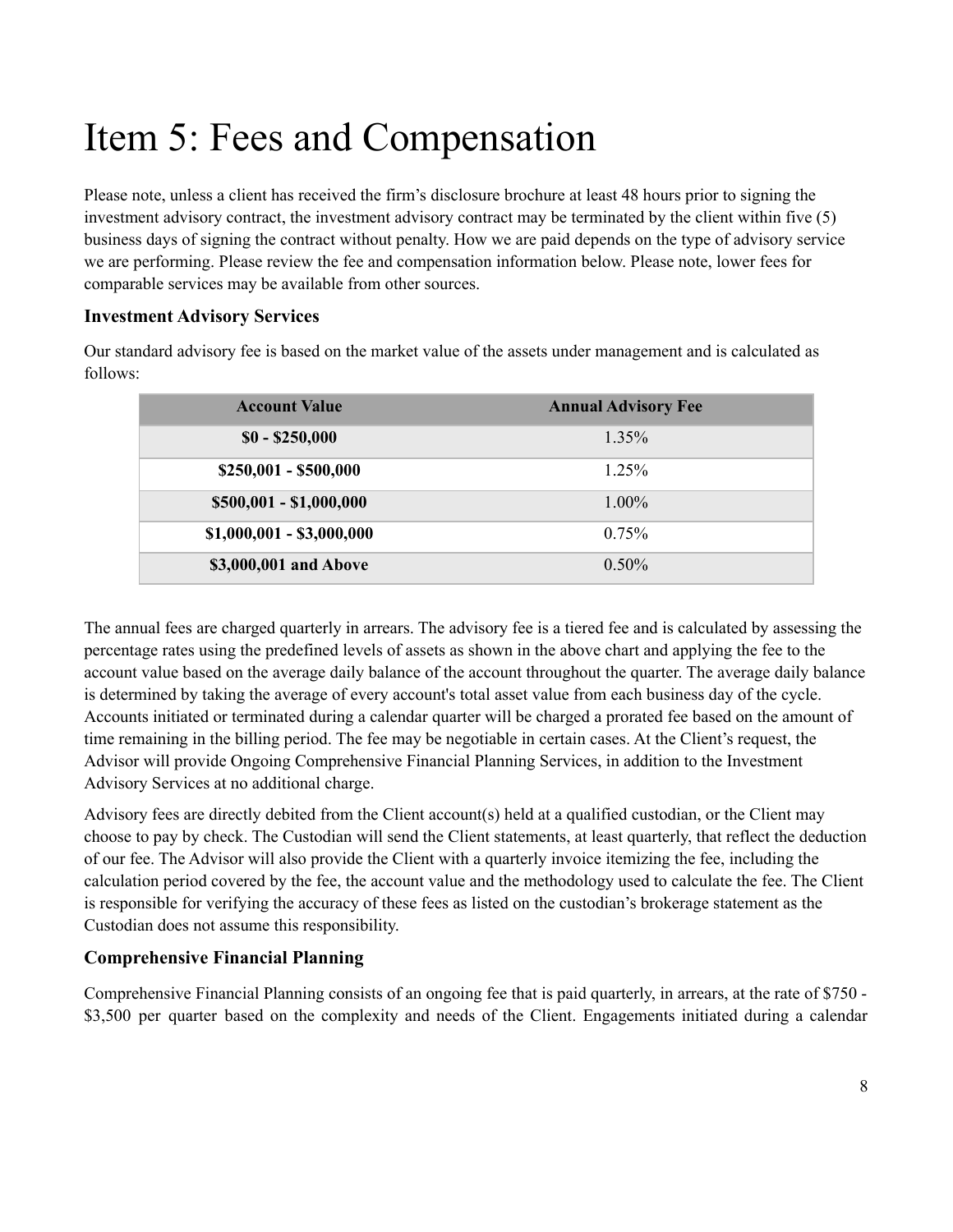# Item 5: Fees and Compensation

Please note, unless a client has received the firm's disclosure brochure at least 48 hours prior to signing the investment advisory contract, the investment advisory contract may be terminated by the client within five (5) business days of signing the contract without penalty. How we are paid depends on the type of advisory service we are performing. Please review the fee and compensation information below. Please note, lower fees for comparable services may be available from other sources.

### Investment Advisory Services

Our standard advisory fee is based on the market value of the assets under management and is calculated as follows:

| Account Value | Annual Advisory Fee |
|---|---|
| **$0 - $250,000** | 1.35% |
| **$250,001 - $500,000** | 1.25% |
| **$500,001 - $1,000,000** | 1.00% |
| **$1,000,001 - $3,000,000** | 0.75% |
| **$3,000,001 and Above** | 0.50% |

The annual fees are charged quarterly in arrears. The advisory fee is a tiered fee and is calculated by assessing the percentage rates using the predefined levels of assets as shown in the above chart and applying the fee to the account value based on the average daily balance of the account throughout the quarter. The average daily balance is determined by taking the average of every account's total asset value from each business day of the cycle. Accounts initiated or terminated during a calendar quarter will be charged a prorated fee based on the amount of time remaining in the billing period. The fee may be negotiable in certain cases. At the Client's request, the Advisor will provide Ongoing Comprehensive Financial Planning Services, in addition to the Investment Advisory Services at no additional charge.

Advisory fees are directly debited from the Client account(s) held at a qualified custodian, or the Client may choose to pay by check. The Custodian will send the Client statements, at least quarterly, that reflect the deduction of our fee. The Advisor will also provide the Client with a quarterly invoice itemizing the fee, including the calculation period covered by the fee, the account value and the methodology used to calculate the fee. The Client is responsible for verifying the accuracy of these fees as listed on the custodian's brokerage statement as the Custodian does not assume this responsibility.

### Comprehensive Financial Planning

Comprehensive Financial Planning consists of an ongoing fee that is paid quarterly, in arrears, at the rate of $750 - $3,500 per quarter based on the complexity and needs of the Client. Engagements initiated during a calendar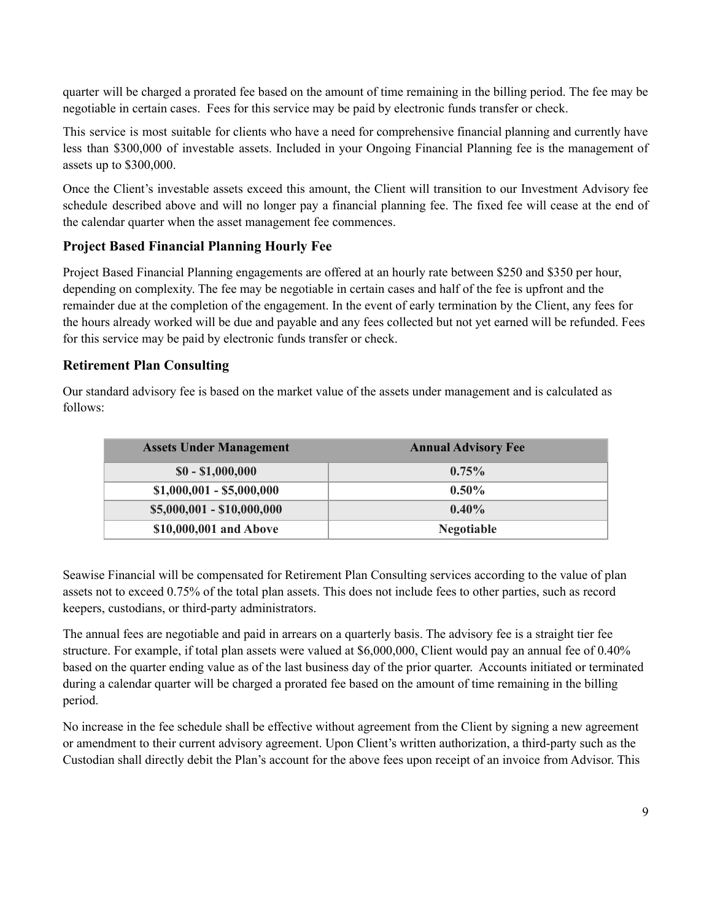quarter will be charged a prorated fee based on the amount of time remaining in the billing period. The fee may be negotiable in certain cases. Fees for this service may be paid by electronic funds transfer or check.

This service is most suitable for clients who have a need for comprehensive financial planning and currently have less than $300,000 of investable assets. Included in your Ongoing Financial Planning fee is the management of assets up to $300,000.

Once the Client's investable assets exceed this amount, the Client will transition to our Investment Advisory fee schedule described above and will no longer pay a financial planning fee. The fixed fee will cease at the end of the calendar quarter when the asset management fee commences.

### Project Based Financial Planning Hourly Fee

Project Based Financial Planning engagements are offered at an hourly rate between $250 and $350 per hour, depending on complexity. The fee may be negotiable in certain cases and half of the fee is upfront and the remainder due at the completion of the engagement. In the event of early termination by the Client, any fees for the hours already worked will be due and payable and any fees collected but not yet earned will be refunded. Fees for this service may be paid by electronic funds transfer or check.

### Retirement Plan Consulting

Our standard advisory fee is based on the market value of the assets under management and is calculated as follows:

| Assets Under Management | Annual Advisory Fee |
| --- | --- |
| $0 - $1,000,000 | 0.75% |
| $1,000,001 - $5,000,000 | 0.50% |
| $5,000,001 - $10,000,000 | 0.40% |
| $10,000,001 and Above | Negotiable |

Seawise Financial will be compensated for Retirement Plan Consulting services according to the value of plan assets not to exceed 0.75% of the total plan assets. This does not include fees to other parties, such as record keepers, custodians, or third-party administrators.

The annual fees are negotiable and paid in arrears on a quarterly basis. The advisory fee is a straight tier fee structure. For example, if total plan assets were valued at $6,000,000, Client would pay an annual fee of 0.40% based on the quarter ending value as of the last business day of the prior quarter. Accounts initiated or terminated during a calendar quarter will be charged a prorated fee based on the amount of time remaining in the billing period.

No increase in the fee schedule shall be effective without agreement from the Client by signing a new agreement or amendment to their current advisory agreement. Upon Client's written authorization, a third-party such as the Custodian shall directly debit the Plan's account for the above fees upon receipt of an invoice from Advisor. This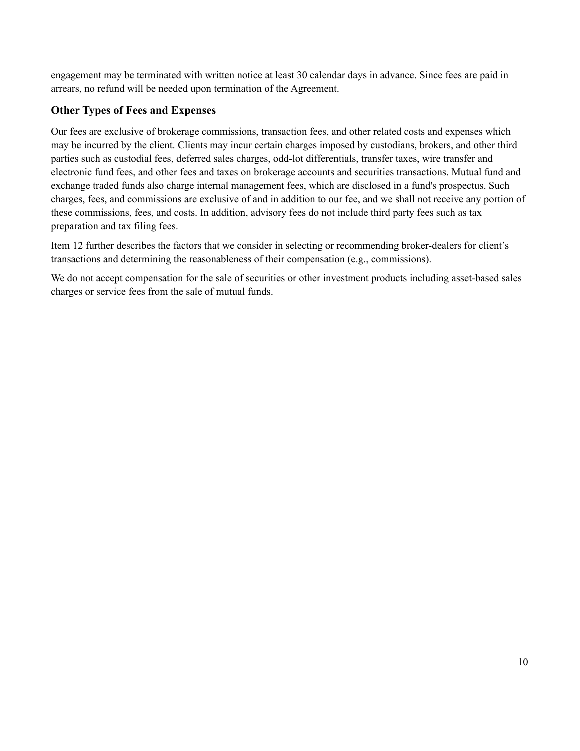engagement may be terminated with written notice at least 30 calendar days in advance. Since fees are paid in arrears, no refund will be needed upon termination of the Agreement.

### Other Types of Fees and Expenses

Our fees are exclusive of brokerage commissions, transaction fees, and other related costs and expenses which may be incurred by the client. Clients may incur certain charges imposed by custodians, brokers, and other third parties such as custodial fees, deferred sales charges, odd-lot differentials, transfer taxes, wire transfer and electronic fund fees, and other fees and taxes on brokerage accounts and securities transactions. Mutual fund and exchange traded funds also charge internal management fees, which are disclosed in a fund's prospectus. Such charges, fees, and commissions are exclusive of and in addition to our fee, and we shall not receive any portion of these commissions, fees, and costs. In addition, advisory fees do not include third party fees such as tax preparation and tax filing fees.

Item 12 further describes the factors that we consider in selecting or recommending broker-dealers for client's transactions and determining the reasonableness of their compensation (e.g., commissions).

We do not accept compensation for the sale of securities or other investment products including asset-based sales charges or service fees from the sale of mutual funds.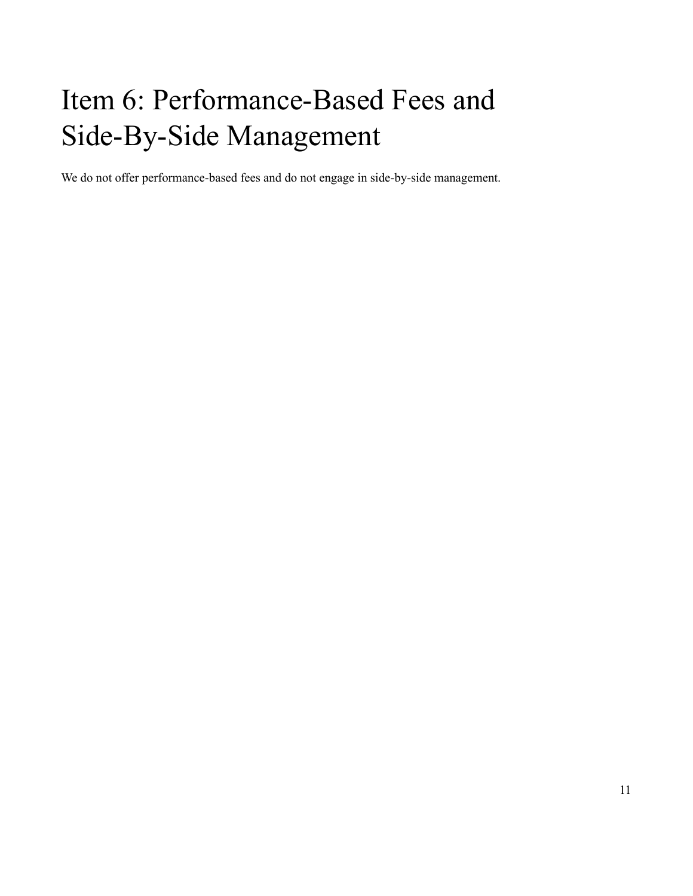# Item 6: Performance-Based Fees and Side-By-Side Management

We do not offer performance-based fees and do not engage in side-by-side management.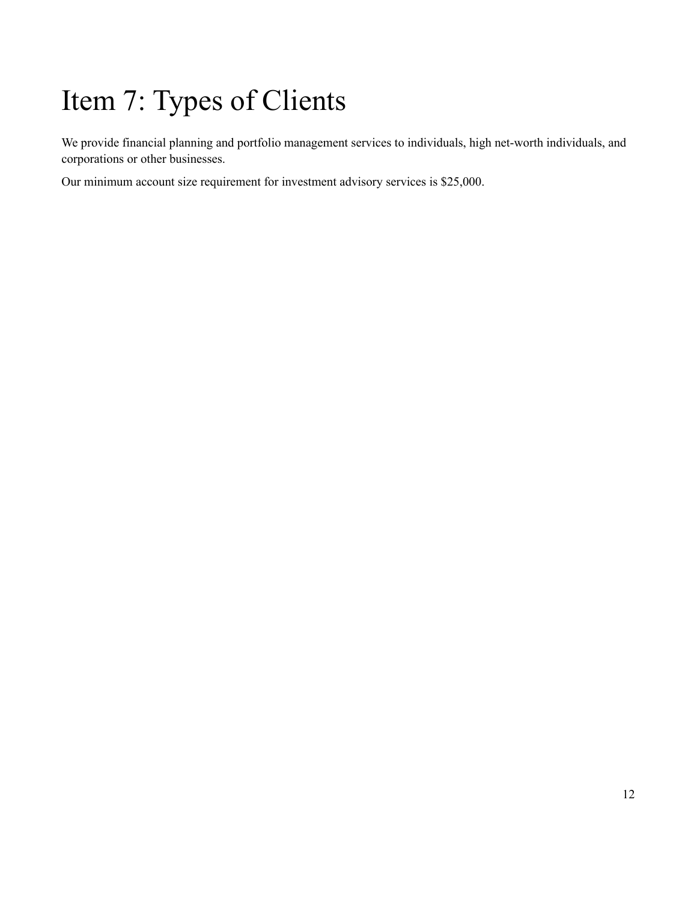# Item 7: Types of Clients

We provide financial planning and portfolio management services to individuals, high net-worth individuals, and corporations or other businesses.

Our minimum account size requirement for investment advisory services is $25,000.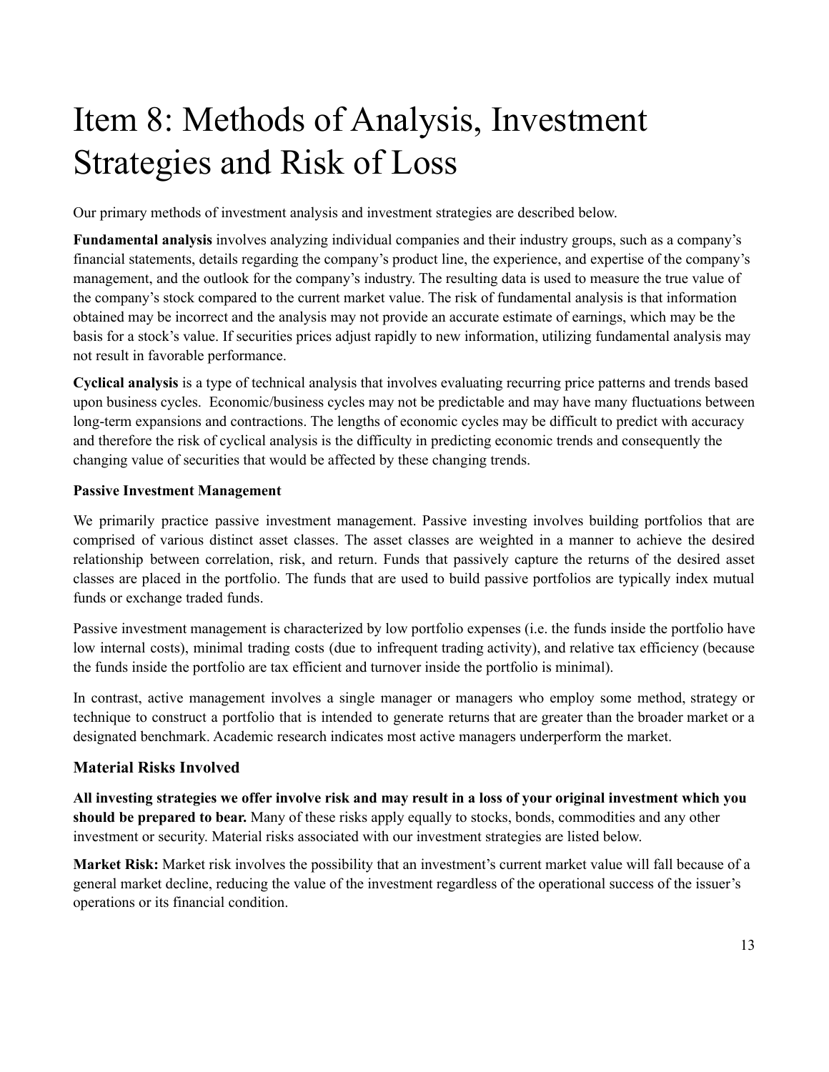# Item 8: Methods of Analysis, Investment Strategies and Risk of Loss

Our primary methods of investment analysis and investment strategies are described below.

**Fundamental analysis** involves analyzing individual companies and their industry groups, such as a company's financial statements, details regarding the company's product line, the experience, and expertise of the company's management, and the outlook for the company's industry. The resulting data is used to measure the true value of the company's stock compared to the current market value. The risk of fundamental analysis is that information obtained may be incorrect and the analysis may not provide an accurate estimate of earnings, which may be the basis for a stock's value. If securities prices adjust rapidly to new information, utilizing fundamental analysis may not result in favorable performance.

**Cyclical analysis** is a type of technical analysis that involves evaluating recurring price patterns and trends based upon business cycles. Economic/business cycles may not be predictable and may have many fluctuations between long-term expansions and contractions. The lengths of economic cycles may be difficult to predict with accuracy and therefore the risk of cyclical analysis is the difficulty in predicting economic trends and consequently the changing value of securities that would be affected by these changing trends.

**Passive Investment Management**

We primarily practice passive investment management. Passive investing involves building portfolios that are comprised of various distinct asset classes. The asset classes are weighted in a manner to achieve the desired relationship between correlation, risk, and return. Funds that passively capture the returns of the desired asset classes are placed in the portfolio. The funds that are used to build passive portfolios are typically index mutual funds or exchange traded funds.

Passive investment management is characterized by low portfolio expenses (i.e. the funds inside the portfolio have low internal costs), minimal trading costs (due to infrequent trading activity), and relative tax efficiency (because the funds inside the portfolio are tax efficient and turnover inside the portfolio is minimal).

In contrast, active management involves a single manager or managers who employ some method, strategy or technique to construct a portfolio that is intended to generate returns that are greater than the broader market or a designated benchmark. Academic research indicates most active managers underperform the market.

### Material Risks Involved

**All investing strategies we offer involve risk and may result in a loss of your original investment which you should be prepared to bear.** Many of these risks apply equally to stocks, bonds, commodities and any other investment or security. Material risks associated with our investment strategies are listed below.

**Market Risk:** Market risk involves the possibility that an investment's current market value will fall because of a general market decline, reducing the value of the investment regardless of the operational success of the issuer's operations or its financial condition.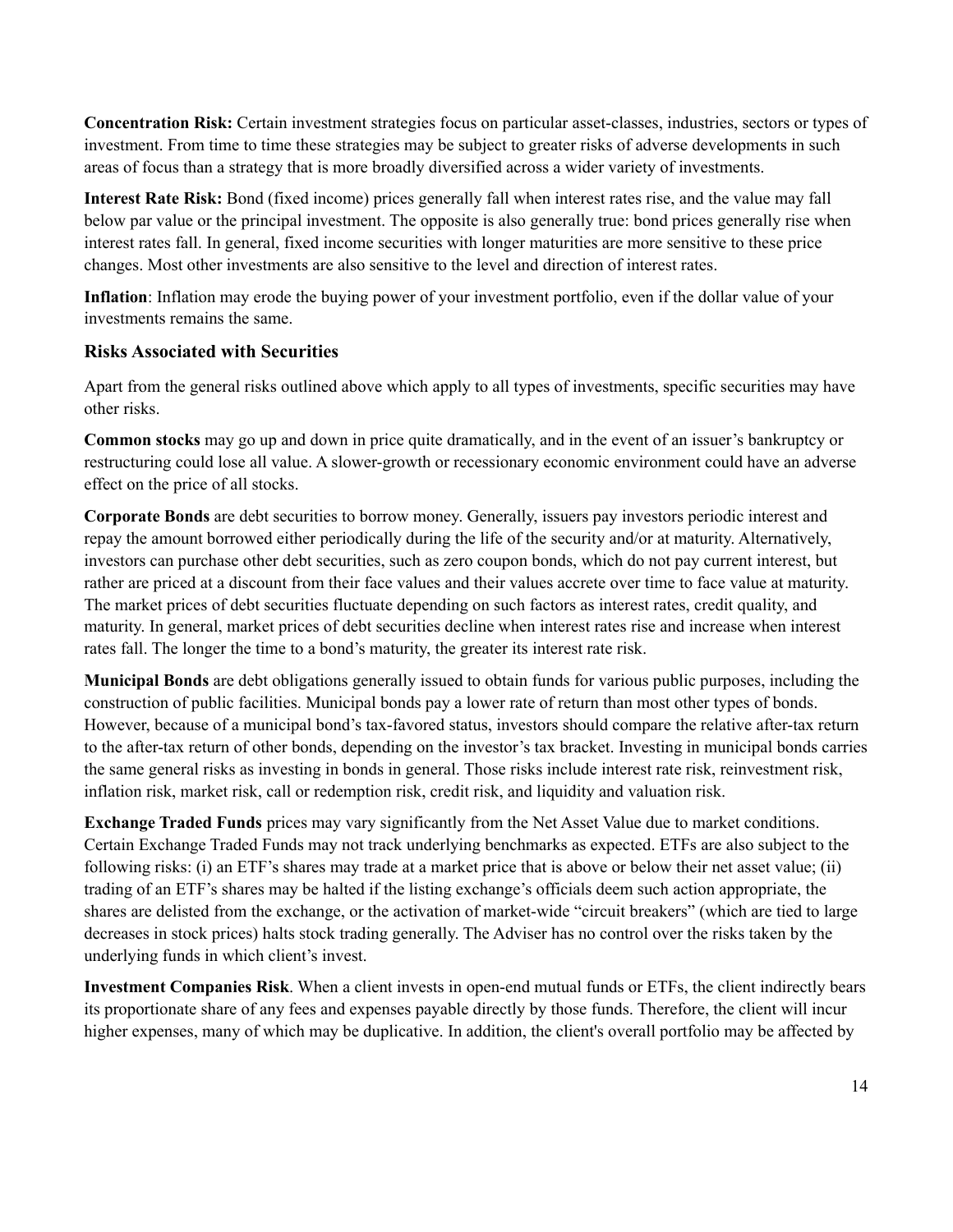**Concentration Risk:** Certain investment strategies focus on particular asset-classes, industries, sectors or types of investment. From time to time these strategies may be subject to greater risks of adverse developments in such areas of focus than a strategy that is more broadly diversified across a wider variety of investments.

**Interest Rate Risk:** Bond (fixed income) prices generally fall when interest rates rise, and the value may fall below par value or the principal investment. The opposite is also generally true: bond prices generally rise when interest rates fall. In general, fixed income securities with longer maturities are more sensitive to these price changes. Most other investments are also sensitive to the level and direction of interest rates.

**Inflation**: Inflation may erode the buying power of your investment portfolio, even if the dollar value of your investments remains the same.

### Risks Associated with Securities

Apart from the general risks outlined above which apply to all types of investments, specific securities may have other risks.

**Common stocks** may go up and down in price quite dramatically, and in the event of an issuer's bankruptcy or restructuring could lose all value. A slower-growth or recessionary economic environment could have an adverse effect on the price of all stocks.

**Corporate Bonds** are debt securities to borrow money. Generally, issuers pay investors periodic interest and repay the amount borrowed either periodically during the life of the security and/or at maturity. Alternatively, investors can purchase other debt securities, such as zero coupon bonds, which do not pay current interest, but rather are priced at a discount from their face values and their values accrete over time to face value at maturity. The market prices of debt securities fluctuate depending on such factors as interest rates, credit quality, and maturity. In general, market prices of debt securities decline when interest rates rise and increase when interest rates fall. The longer the time to a bond's maturity, the greater its interest rate risk.

**Municipal Bonds** are debt obligations generally issued to obtain funds for various public purposes, including the construction of public facilities. Municipal bonds pay a lower rate of return than most other types of bonds. However, because of a municipal bond's tax-favored status, investors should compare the relative after-tax return to the after-tax return of other bonds, depending on the investor's tax bracket. Investing in municipal bonds carries the same general risks as investing in bonds in general. Those risks include interest rate risk, reinvestment risk, inflation risk, market risk, call or redemption risk, credit risk, and liquidity and valuation risk.

**Exchange Traded Funds** prices may vary significantly from the Net Asset Value due to market conditions. Certain Exchange Traded Funds may not track underlying benchmarks as expected. ETFs are also subject to the following risks: (i) an ETF's shares may trade at a market price that is above or below their net asset value; (ii) trading of an ETF's shares may be halted if the listing exchange's officials deem such action appropriate, the shares are delisted from the exchange, or the activation of market-wide "circuit breakers" (which are tied to large decreases in stock prices) halts stock trading generally. The Adviser has no control over the risks taken by the underlying funds in which client's invest.

**Investment Companies Risk**. When a client invests in open-end mutual funds or ETFs, the client indirectly bears its proportionate share of any fees and expenses payable directly by those funds. Therefore, the client will incur higher expenses, many of which may be duplicative. In addition, the client's overall portfolio may be affected by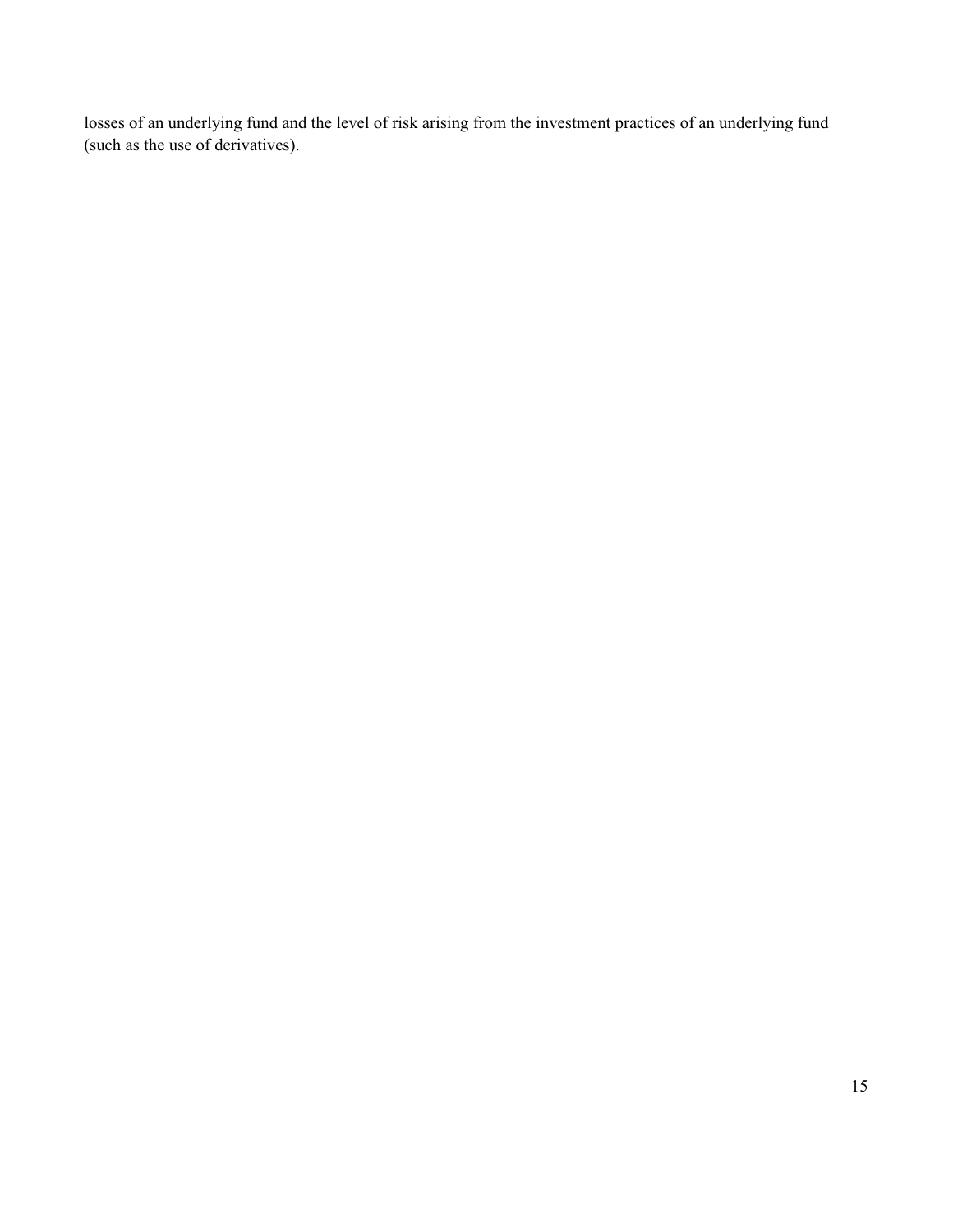losses of an underlying fund and the level of risk arising from the investment practices of an underlying fund (such as the use of derivatives).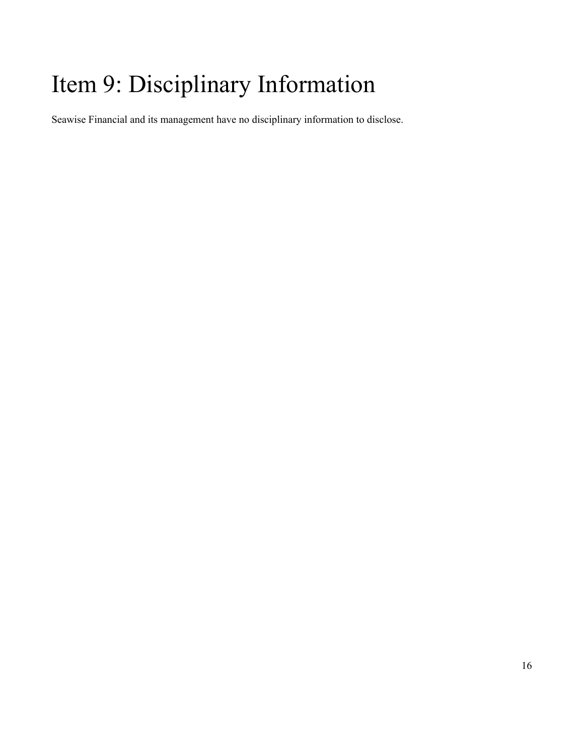# Item 9: Disciplinary Information

Seawise Financial and its management have no disciplinary information to disclose.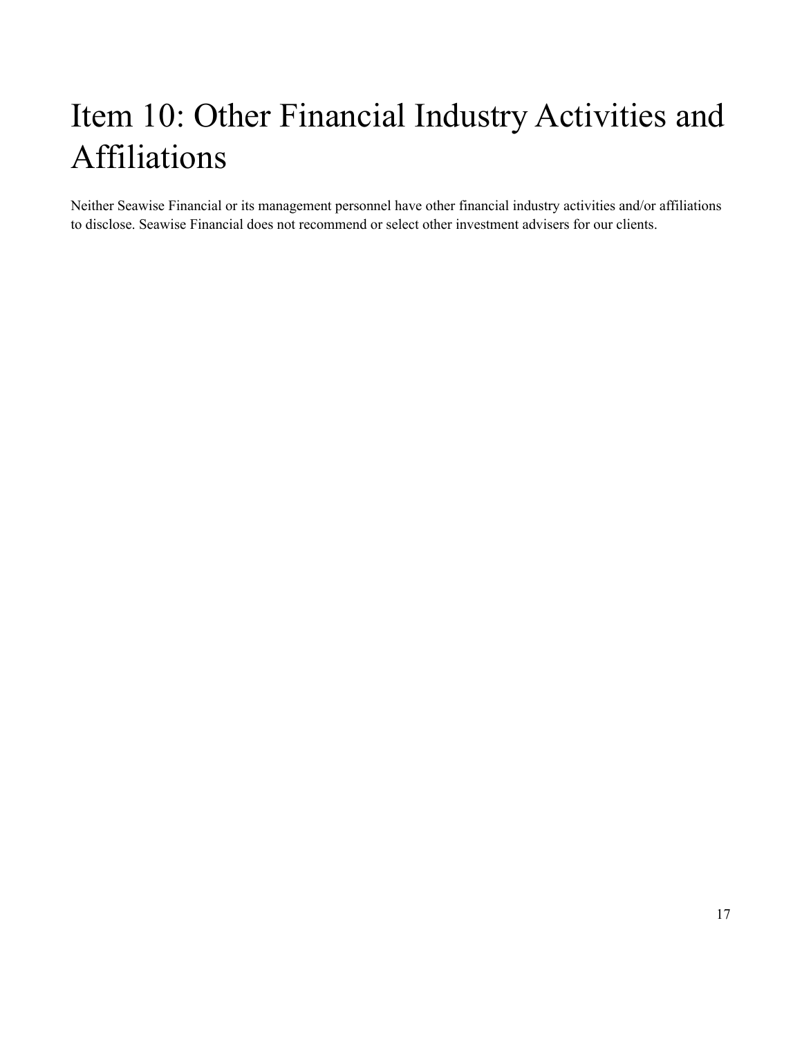# Item 10: Other Financial Industry Activities and Affiliations

Neither Seawise Financial or its management personnel have other financial industry activities and/or affiliations to disclose. Seawise Financial does not recommend or select other investment advisers for our clients.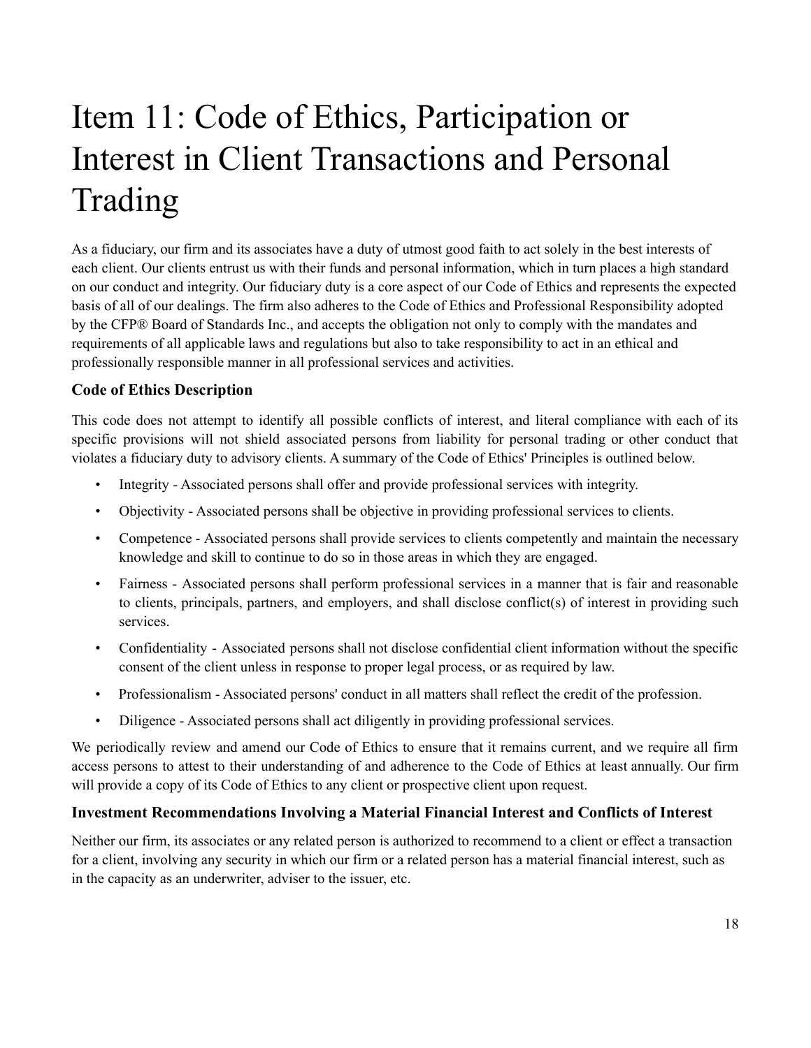# Item 11: Code of Ethics, Participation or Interest in Client Transactions and Personal Trading

As a fiduciary, our firm and its associates have a duty of utmost good faith to act solely in the best interests of each client. Our clients entrust us with their funds and personal information, which in turn places a high standard on our conduct and integrity. Our fiduciary duty is a core aspect of our Code of Ethics and represents the expected basis of all of our dealings. The firm also adheres to the Code of Ethics and Professional Responsibility adopted by the CFP® Board of Standards Inc., and accepts the obligation not only to comply with the mandates and requirements of all applicable laws and regulations but also to take responsibility to act in an ethical and professionally responsible manner in all professional services and activities.

### Code of Ethics Description

This code does not attempt to identify all possible conflicts of interest, and literal compliance with each of its specific provisions will not shield associated persons from liability for personal trading or other conduct that violates a fiduciary duty to advisory clients. A summary of the Code of Ethics' Principles is outlined below.

- Integrity - Associated persons shall offer and provide professional services with integrity.
- Objectivity - Associated persons shall be objective in providing professional services to clients.
- Competence - Associated persons shall provide services to clients competently and maintain the necessary knowledge and skill to continue to do so in those areas in which they are engaged.
- Fairness - Associated persons shall perform professional services in a manner that is fair and reasonable to clients, principals, partners, and employers, and shall disclose conflict(s) of interest in providing such services.
- Confidentiality - Associated persons shall not disclose confidential client information without the specific consent of the client unless in response to proper legal process, or as required by law.
- Professionalism - Associated persons' conduct in all matters shall reflect the credit of the profession.
- Diligence - Associated persons shall act diligently in providing professional services.

We periodically review and amend our Code of Ethics to ensure that it remains current, and we require all firm access persons to attest to their understanding of and adherence to the Code of Ethics at least annually. Our firm will provide a copy of its Code of Ethics to any client or prospective client upon request.

### Investment Recommendations Involving a Material Financial Interest and Conflicts of Interest

Neither our firm, its associates or any related person is authorized to recommend to a client or effect a transaction for a client, involving any security in which our firm or a related person has a material financial interest, such as in the capacity as an underwriter, adviser to the issuer, etc.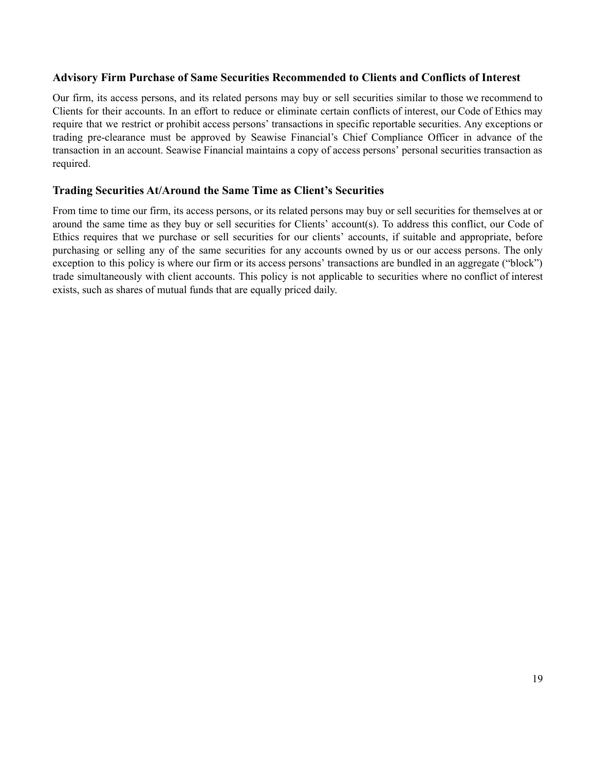### Advisory Firm Purchase of Same Securities Recommended to Clients and Conflicts of Interest

Our firm, its access persons, and its related persons may buy or sell securities similar to those we recommend to Clients for their accounts. In an effort to reduce or eliminate certain conflicts of interest, our Code of Ethics may require that we restrict or prohibit access persons' transactions in specific reportable securities. Any exceptions or trading pre-clearance must be approved by Seawise Financial's Chief Compliance Officer in advance of the transaction in an account. Seawise Financial maintains a copy of access persons' personal securities transaction as required.

### Trading Securities At/Around the Same Time as Client's Securities

From time to time our firm, its access persons, or its related persons may buy or sell securities for themselves at or around the same time as they buy or sell securities for Clients' account(s). To address this conflict, our Code of Ethics requires that we purchase or sell securities for our clients' accounts, if suitable and appropriate, before purchasing or selling any of the same securities for any accounts owned by us or our access persons. The only exception to this policy is where our firm or its access persons' transactions are bundled in an aggregate ("block") trade simultaneously with client accounts. This policy is not applicable to securities where no conflict of interest exists, such as shares of mutual funds that are equally priced daily.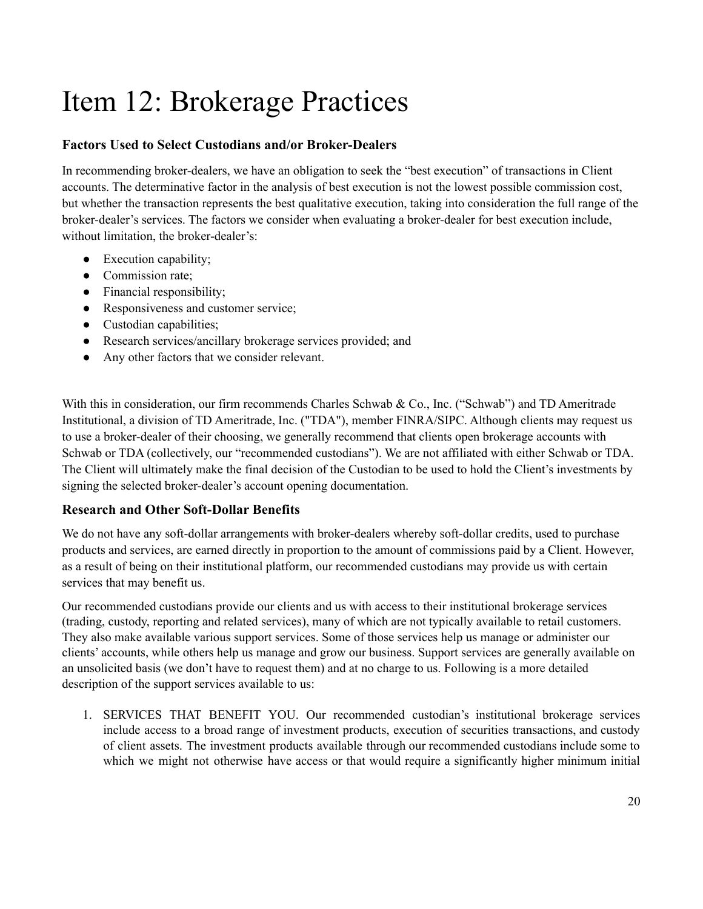# Item 12: Brokerage Practices

### Factors Used to Select Custodians and/or Broker-Dealers

In recommending broker-dealers, we have an obligation to seek the "best execution" of transactions in Client accounts. The determinative factor in the analysis of best execution is not the lowest possible commission cost, but whether the transaction represents the best qualitative execution, taking into consideration the full range of the broker-dealer's services. The factors we consider when evaluating a broker-dealer for best execution include, without limitation, the broker-dealer's:

- Execution capability;
- Commission rate;
- Financial responsibility;
- Responsiveness and customer service;
- Custodian capabilities;
- Research services/ancillary brokerage services provided; and
- Any other factors that we consider relevant.

With this in consideration, our firm recommends Charles Schwab & Co., Inc. ("Schwab") and TD Ameritrade Institutional, a division of TD Ameritrade, Inc. ("TDA"), member FINRA/SIPC. Although clients may request us to use a broker-dealer of their choosing, we generally recommend that clients open brokerage accounts with Schwab or TDA (collectively, our "recommended custodians"). We are not affiliated with either Schwab or TDA. The Client will ultimately make the final decision of the Custodian to be used to hold the Client's investments by signing the selected broker-dealer's account opening documentation.

### Research and Other Soft-Dollar Benefits

We do not have any soft-dollar arrangements with broker-dealers whereby soft-dollar credits, used to purchase products and services, are earned directly in proportion to the amount of commissions paid by a Client. However, as a result of being on their institutional platform, our recommended custodians may provide us with certain services that may benefit us.

Our recommended custodians provide our clients and us with access to their institutional brokerage services (trading, custody, reporting and related services), many of which are not typically available to retail customers. They also make available various support services. Some of those services help us manage or administer our clients' accounts, while others help us manage and grow our business. Support services are generally available on an unsolicited basis (we don't have to request them) and at no charge to us. Following is a more detailed description of the support services available to us:

1. SERVICES THAT BENEFIT YOU. Our recommended custodian's institutional brokerage services include access to a broad range of investment products, execution of securities transactions, and custody of client assets. The investment products available through our recommended custodians include some to which we might not otherwise have access or that would require a significantly higher minimum initial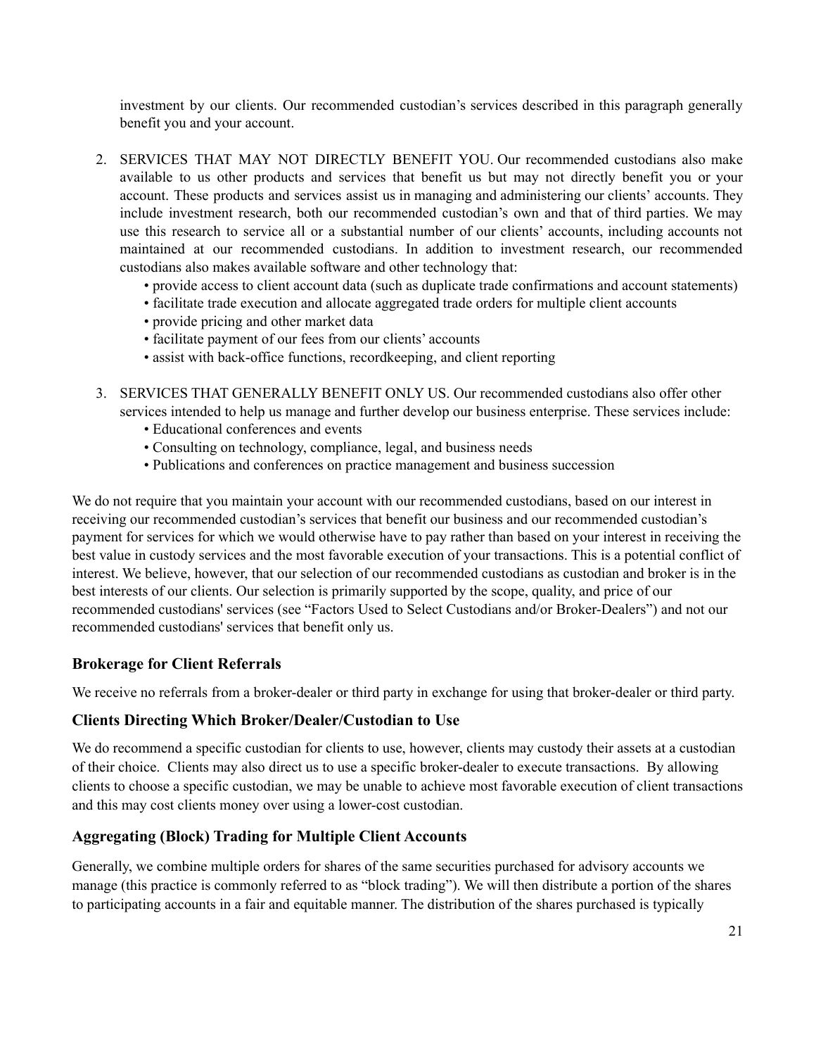investment by our clients. Our recommended custodian's services described in this paragraph generally benefit you and your account.

2. SERVICES THAT MAY NOT DIRECTLY BENEFIT YOU. Our recommended custodians also make available to us other products and services that benefit us but may not directly benefit you or your account. These products and services assist us in managing and administering our clients' accounts. They include investment research, both our recommended custodian's own and that of third parties. We may use this research to service all or a substantial number of our clients' accounts, including accounts not maintained at our recommended custodians. In addition to investment research, our recommended custodians also makes available software and other technology that:
   - provide access to client account data (such as duplicate trade confirmations and account statements)
   - facilitate trade execution and allocate aggregated trade orders for multiple client accounts
   - provide pricing and other market data
   - facilitate payment of our fees from our clients' accounts
   - assist with back-office functions, recordkeeping, and client reporting

3. SERVICES THAT GENERALLY BENEFIT ONLY US. Our recommended custodians also offer other services intended to help us manage and further develop our business enterprise. These services include:
   - Educational conferences and events
   - Consulting on technology, compliance, legal, and business needs
   - Publications and conferences on practice management and business succession

We do not require that you maintain your account with our recommended custodians, based on our interest in receiving our recommended custodian's services that benefit our business and our recommended custodian's payment for services for which we would otherwise have to pay rather than based on your interest in receiving the best value in custody services and the most favorable execution of your transactions. This is a potential conflict of interest. We believe, however, that our selection of our recommended custodians as custodian and broker is in the best interests of our clients. Our selection is primarily supported by the scope, quality, and price of our recommended custodians' services (see "Factors Used to Select Custodians and/or Broker-Dealers") and not our recommended custodians' services that benefit only us.

### Brokerage for Client Referrals

We receive no referrals from a broker-dealer or third party in exchange for using that broker-dealer or third party.

### Clients Directing Which Broker/Dealer/Custodian to Use

We do recommend a specific custodian for clients to use, however, clients may custody their assets at a custodian of their choice. Clients may also direct us to use a specific broker-dealer to execute transactions. By allowing clients to choose a specific custodian, we may be unable to achieve most favorable execution of client transactions and this may cost clients money over using a lower-cost custodian.

### Aggregating (Block) Trading for Multiple Client Accounts

Generally, we combine multiple orders for shares of the same securities purchased for advisory accounts we manage (this practice is commonly referred to as "block trading"). We will then distribute a portion of the shares to participating accounts in a fair and equitable manner. The distribution of the shares purchased is typically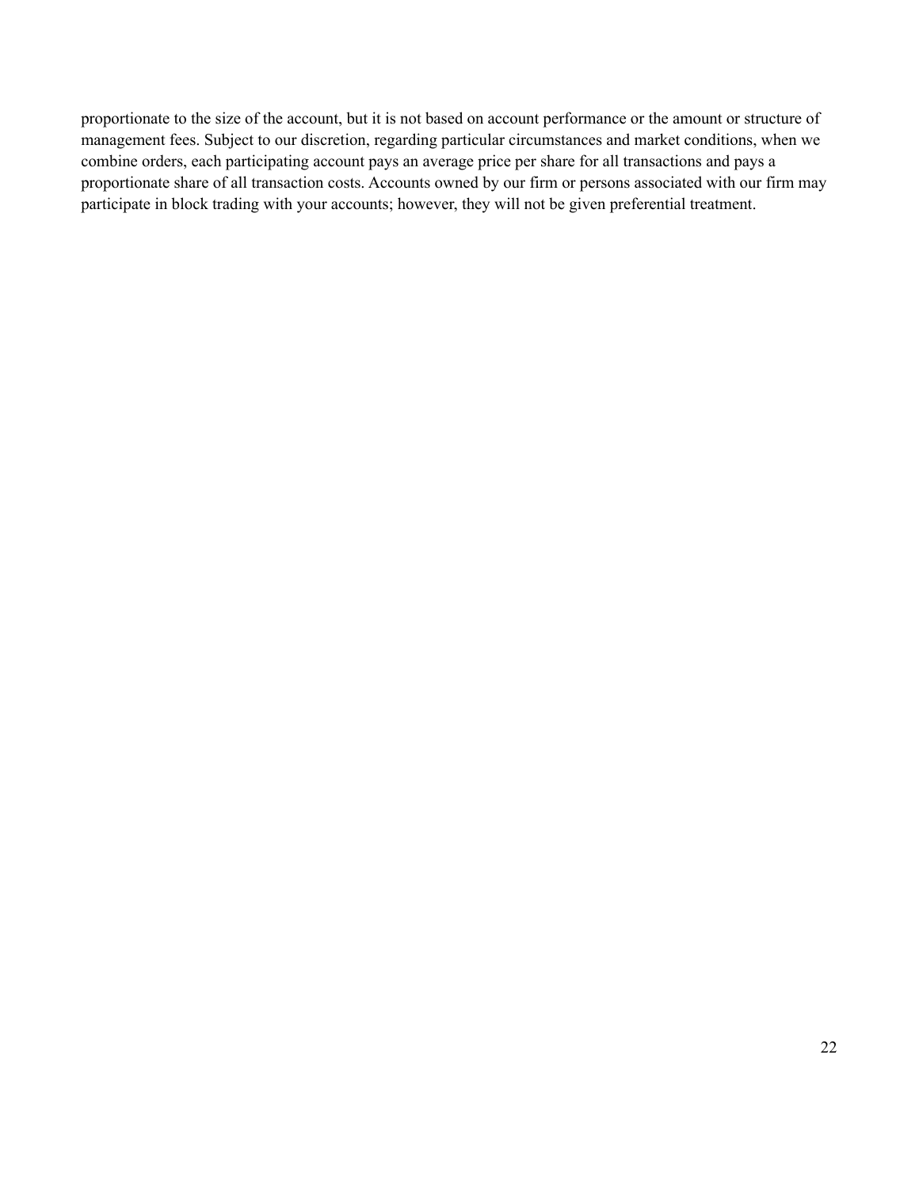proportionate to the size of the account, but it is not based on account performance or the amount or structure of management fees. Subject to our discretion, regarding particular circumstances and market conditions, when we combine orders, each participating account pays an average price per share for all transactions and pays a proportionate share of all transaction costs. Accounts owned by our firm or persons associated with our firm may participate in block trading with your accounts; however, they will not be given preferential treatment.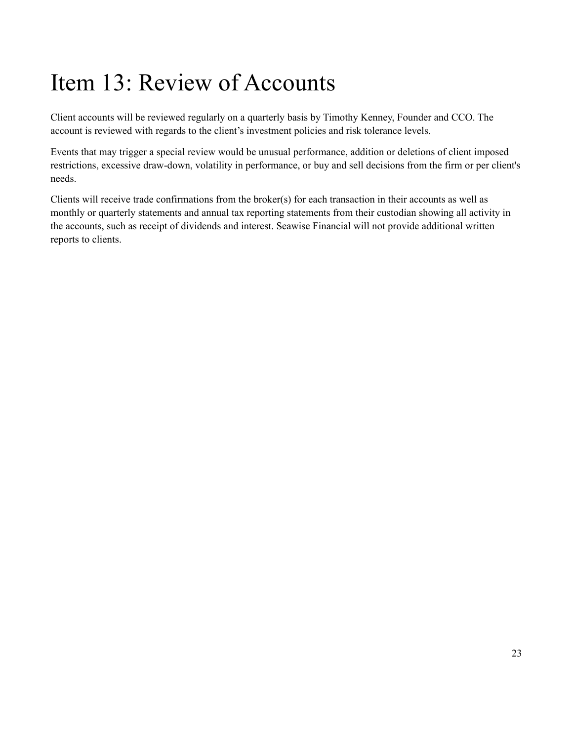# Item 13: Review of Accounts

Client accounts will be reviewed regularly on a quarterly basis by Timothy Kenney, Founder and CCO. The account is reviewed with regards to the client's investment policies and risk tolerance levels.

Events that may trigger a special review would be unusual performance, addition or deletions of client imposed restrictions, excessive draw-down, volatility in performance, or buy and sell decisions from the firm or per client's needs.

Clients will receive trade confirmations from the broker(s) for each transaction in their accounts as well as monthly or quarterly statements and annual tax reporting statements from their custodian showing all activity in the accounts, such as receipt of dividends and interest. Seawise Financial will not provide additional written reports to clients.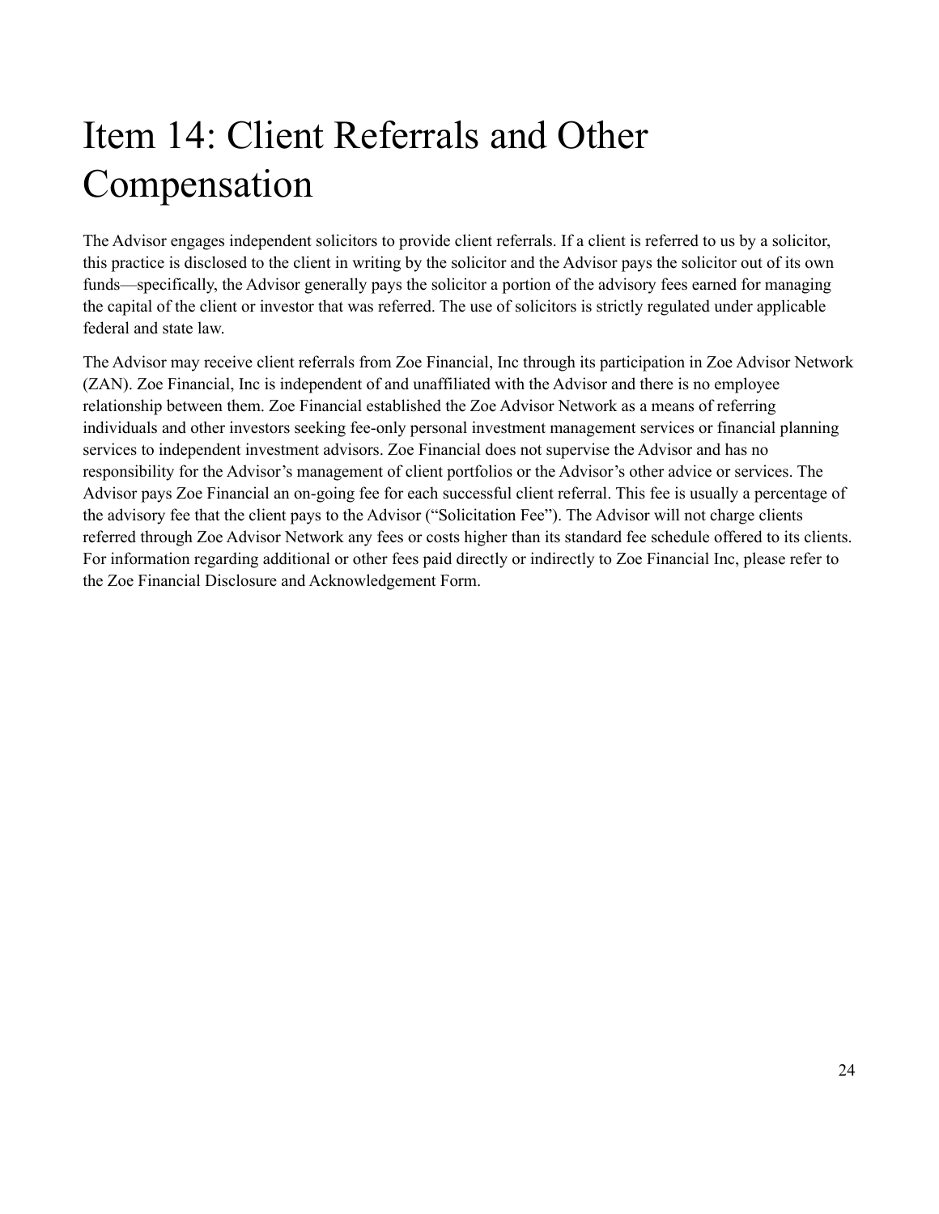# Item 14: Client Referrals and Other Compensation

The Advisor engages independent solicitors to provide client referrals. If a client is referred to us by a solicitor, this practice is disclosed to the client in writing by the solicitor and the Advisor pays the solicitor out of its own funds—specifically, the Advisor generally pays the solicitor a portion of the advisory fees earned for managing the capital of the client or investor that was referred. The use of solicitors is strictly regulated under applicable federal and state law.

The Advisor may receive client referrals from Zoe Financial, Inc through its participation in Zoe Advisor Network (ZAN). Zoe Financial, Inc is independent of and unaffiliated with the Advisor and there is no employee relationship between them. Zoe Financial established the Zoe Advisor Network as a means of referring individuals and other investors seeking fee-only personal investment management services or financial planning services to independent investment advisors. Zoe Financial does not supervise the Advisor and has no responsibility for the Advisor's management of client portfolios or the Advisor's other advice or services. The Advisor pays Zoe Financial an on-going fee for each successful client referral. This fee is usually a percentage of the advisory fee that the client pays to the Advisor ("Solicitation Fee"). The Advisor will not charge clients referred through Zoe Advisor Network any fees or costs higher than its standard fee schedule offered to its clients. For information regarding additional or other fees paid directly or indirectly to Zoe Financial Inc, please refer to the Zoe Financial Disclosure and Acknowledgement Form.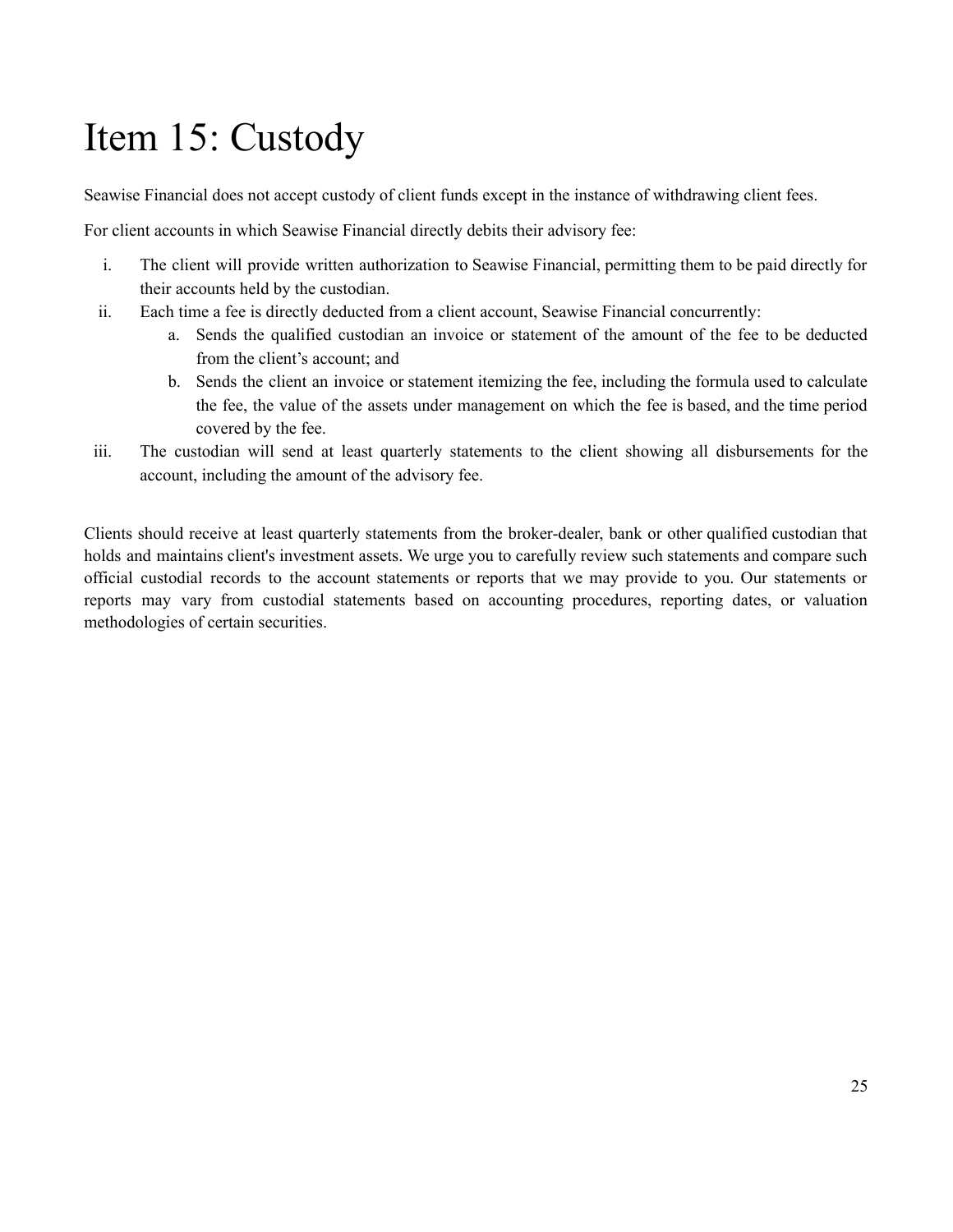# Item 15: Custody

Seawise Financial does not accept custody of client funds except in the instance of withdrawing client fees.

For client accounts in which Seawise Financial directly debits their advisory fee:

i. The client will provide written authorization to Seawise Financial, permitting them to be paid directly for their accounts held by the custodian.
ii. Each time a fee is directly deducted from a client account, Seawise Financial concurrently:
    a. Sends the qualified custodian an invoice or statement of the amount of the fee to be deducted from the client's account; and
    b. Sends the client an invoice or statement itemizing the fee, including the formula used to calculate the fee, the value of the assets under management on which the fee is based, and the time period covered by the fee.
iii. The custodian will send at least quarterly statements to the client showing all disbursements for the account, including the amount of the advisory fee.

Clients should receive at least quarterly statements from the broker-dealer, bank or other qualified custodian that holds and maintains client's investment assets. We urge you to carefully review such statements and compare such official custodial records to the account statements or reports that we may provide to you. Our statements or reports may vary from custodial statements based on accounting procedures, reporting dates, or valuation methodologies of certain securities.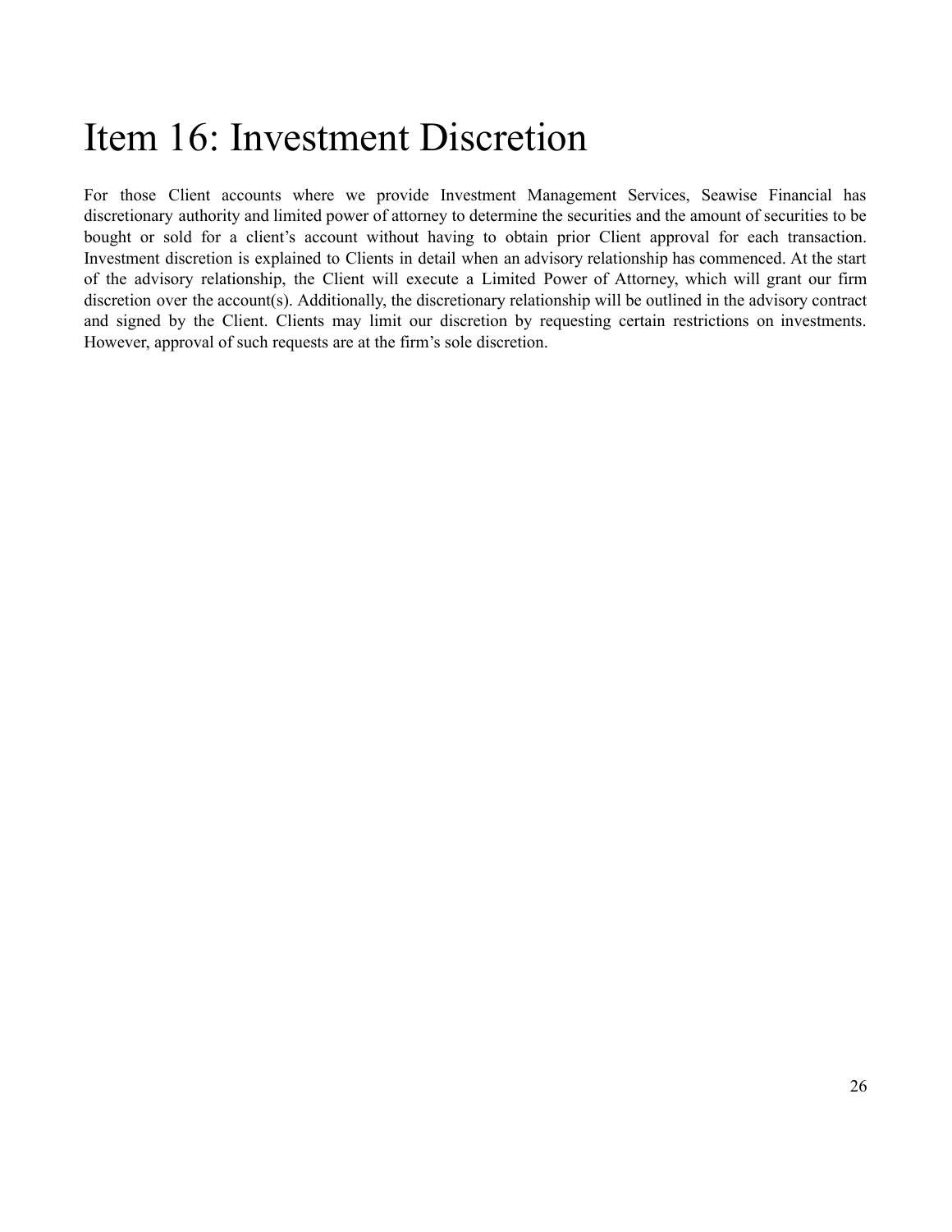# Item 16: Investment Discretion

For those Client accounts where we provide Investment Management Services, Seawise Financial has discretionary authority and limited power of attorney to determine the securities and the amount of securities to be bought or sold for a client's account without having to obtain prior Client approval for each transaction. Investment discretion is explained to Clients in detail when an advisory relationship has commenced. At the start of the advisory relationship, the Client will execute a Limited Power of Attorney, which will grant our firm discretion over the account(s). Additionally, the discretionary relationship will be outlined in the advisory contract and signed by the Client. Clients may limit our discretion by requesting certain restrictions on investments. However, approval of such requests are at the firm's sole discretion.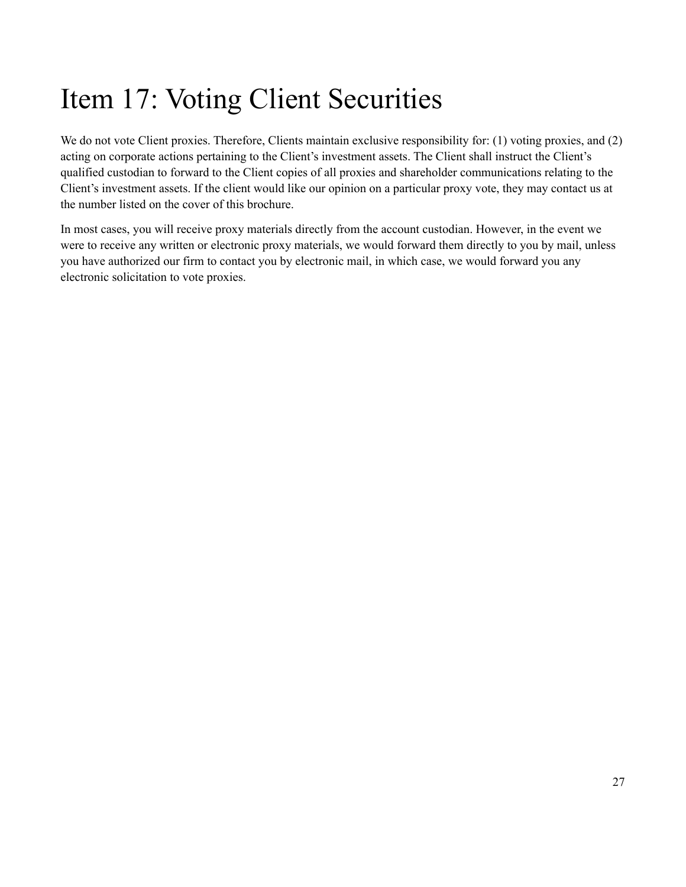# Item 17: Voting Client Securities

We do not vote Client proxies. Therefore, Clients maintain exclusive responsibility for: (1) voting proxies, and (2) acting on corporate actions pertaining to the Client's investment assets. The Client shall instruct the Client's qualified custodian to forward to the Client copies of all proxies and shareholder communications relating to the Client's investment assets. If the client would like our opinion on a particular proxy vote, they may contact us at the number listed on the cover of this brochure.

In most cases, you will receive proxy materials directly from the account custodian. However, in the event we were to receive any written or electronic proxy materials, we would forward them directly to you by mail, unless you have authorized our firm to contact you by electronic mail, in which case, we would forward you any electronic solicitation to vote proxies.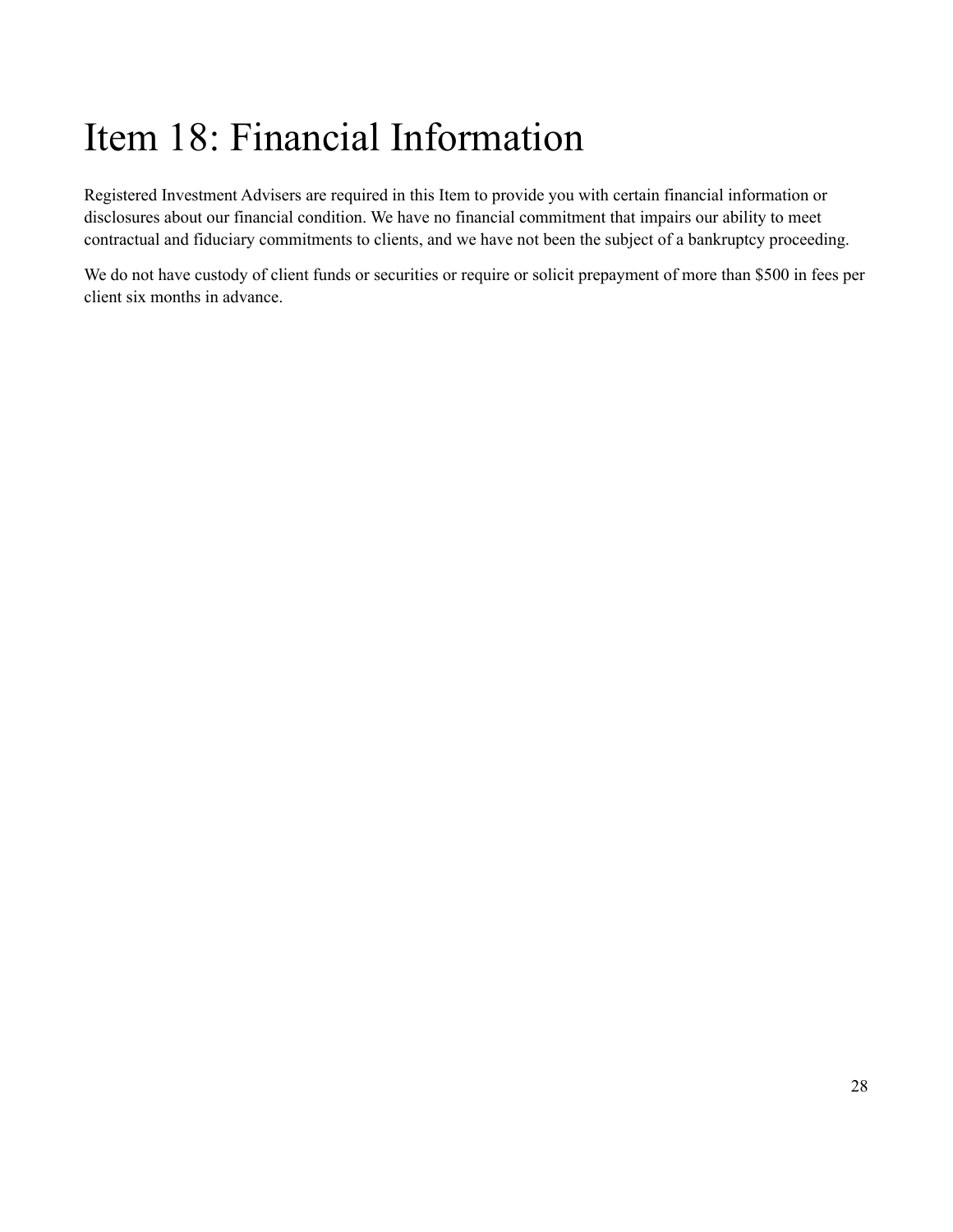# Item 18: Financial Information

Registered Investment Advisers are required in this Item to provide you with certain financial information or disclosures about our financial condition. We have no financial commitment that impairs our ability to meet contractual and fiduciary commitments to clients, and we have not been the subject of a bankruptcy proceeding.

We do not have custody of client funds or securities or require or solicit prepayment of more than $500 in fees per client six months in advance.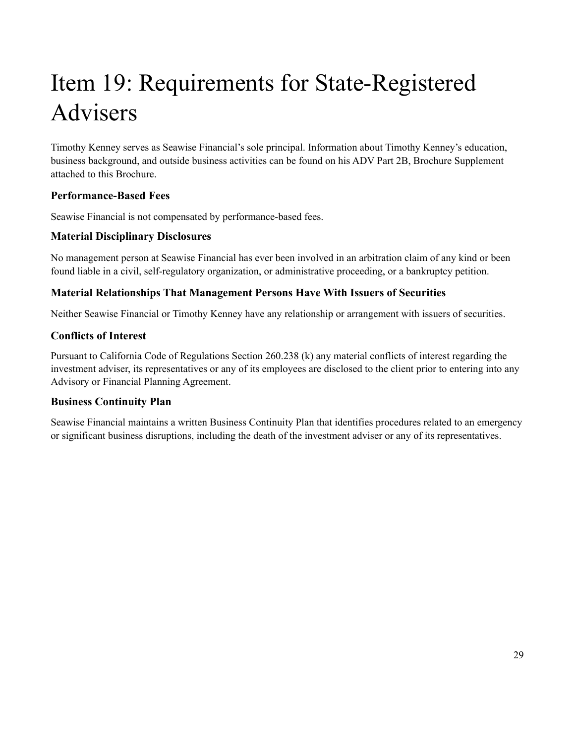# Item 19: Requirements for State-Registered Advisers

Timothy Kenney serves as Seawise Financial's sole principal. Information about Timothy Kenney's education, business background, and outside business activities can be found on his ADV Part 2B, Brochure Supplement attached to this Brochure.

### Performance-Based Fees

Seawise Financial is not compensated by performance-based fees.

### Material Disciplinary Disclosures

No management person at Seawise Financial has ever been involved in an arbitration claim of any kind or been found liable in a civil, self-regulatory organization, or administrative proceeding, or a bankruptcy petition.

### Material Relationships That Management Persons Have With Issuers of Securities

Neither Seawise Financial or Timothy Kenney have any relationship or arrangement with issuers of securities.

### Conflicts of Interest

Pursuant to California Code of Regulations Section 260.238 (k) any material conflicts of interest regarding the investment adviser, its representatives or any of its employees are disclosed to the client prior to entering into any Advisory or Financial Planning Agreement.

### Business Continuity Plan

Seawise Financial maintains a written Business Continuity Plan that identifies procedures related to an emergency or significant business disruptions, including the death of the investment adviser or any of its representatives.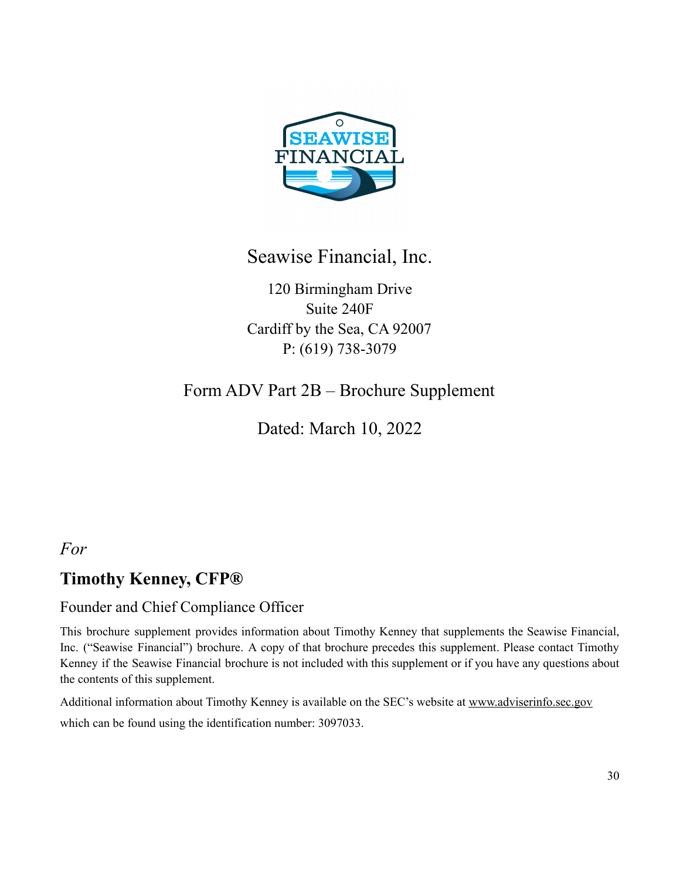Seawise Financial, Inc.

120 Birmingham Drive
Suite 240F
Cardiff by the Sea, CA 92007
P: (619) 738-3079

Form ADV Part 2B – Brochure Supplement

Dated: March 10, 2022

*For*

## Timothy Kenney, CFP®

Founder and Chief Compliance Officer

This brochure supplement provides information about Timothy Kenney that supplements the Seawise Financial, Inc. ("Seawise Financial") brochure. A copy of that brochure precedes this supplement. Please contact Timothy Kenney if the Seawise Financial brochure is not included with this supplement or if you have any questions about the contents of this supplement.

Additional information about Timothy Kenney is available on the SEC's website at www.adviserinfo.sec.gov which can be found using the identification number: 3097033.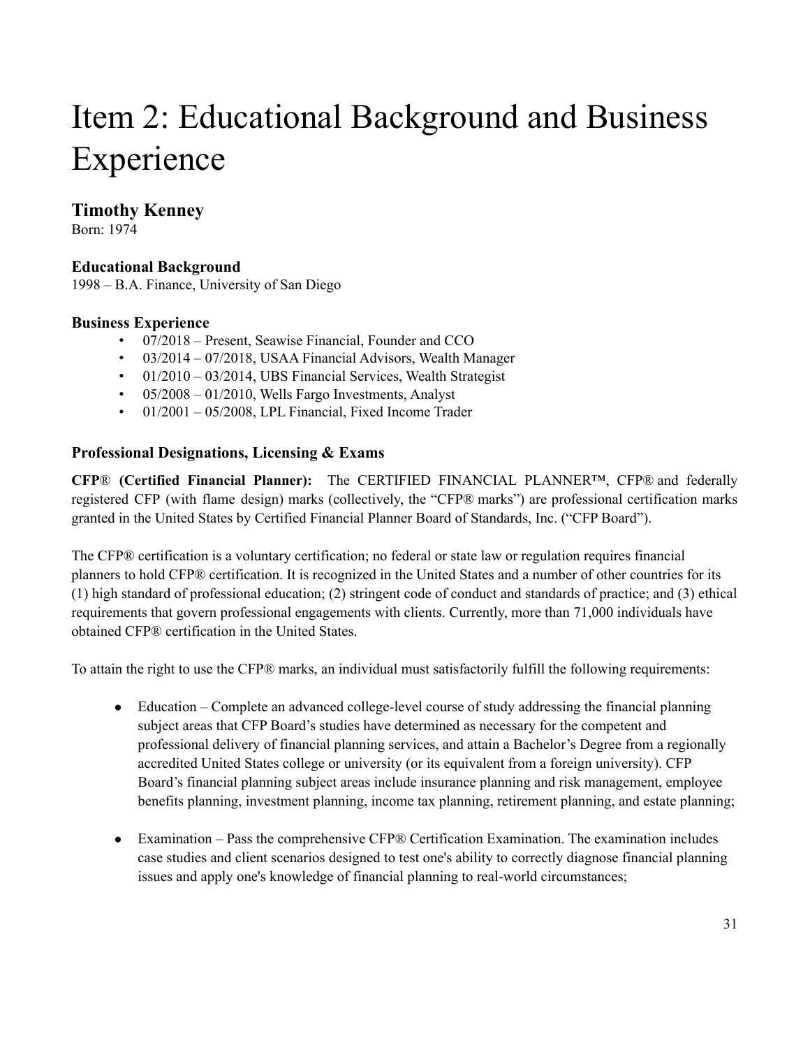# Item 2: Educational Background and Business Experience

## Timothy Kenney

Born: 1974

### Educational Background

1998 – B.A. Finance, University of San Diego

### Business Experience

- 07/2018 – Present, Seawise Financial, Founder and CCO
- 03/2014 – 07/2018, USAA Financial Advisors, Wealth Manager
- 01/2010 – 03/2014, UBS Financial Services, Wealth Strategist
- 05/2008 – 01/2010, Wells Fargo Investments, Analyst
- 01/2001 – 05/2008, LPL Financial, Fixed Income Trader

### Professional Designations, Licensing & Exams

**CFP® (Certified Financial Planner):** The CERTIFIED FINANCIAL PLANNER™, CFP® and federally registered CFP (with flame design) marks (collectively, the "CFP® marks") are professional certification marks granted in the United States by Certified Financial Planner Board of Standards, Inc. ("CFP Board").

The CFP® certification is a voluntary certification; no federal or state law or regulation requires financial planners to hold CFP® certification. It is recognized in the United States and a number of other countries for its (1) high standard of professional education; (2) stringent code of conduct and standards of practice; and (3) ethical requirements that govern professional engagements with clients. Currently, more than 71,000 individuals have obtained CFP® certification in the United States.

To attain the right to use the CFP® marks, an individual must satisfactorily fulfill the following requirements:

- Education – Complete an advanced college-level course of study addressing the financial planning subject areas that CFP Board's studies have determined as necessary for the competent and professional delivery of financial planning services, and attain a Bachelor's Degree from a regionally accredited United States college or university (or its equivalent from a foreign university). CFP Board's financial planning subject areas include insurance planning and risk management, employee benefits planning, investment planning, income tax planning, retirement planning, and estate planning;

- Examination – Pass the comprehensive CFP® Certification Examination. The examination includes case studies and client scenarios designed to test one's ability to correctly diagnose financial planning issues and apply one's knowledge of financial planning to real-world circumstances;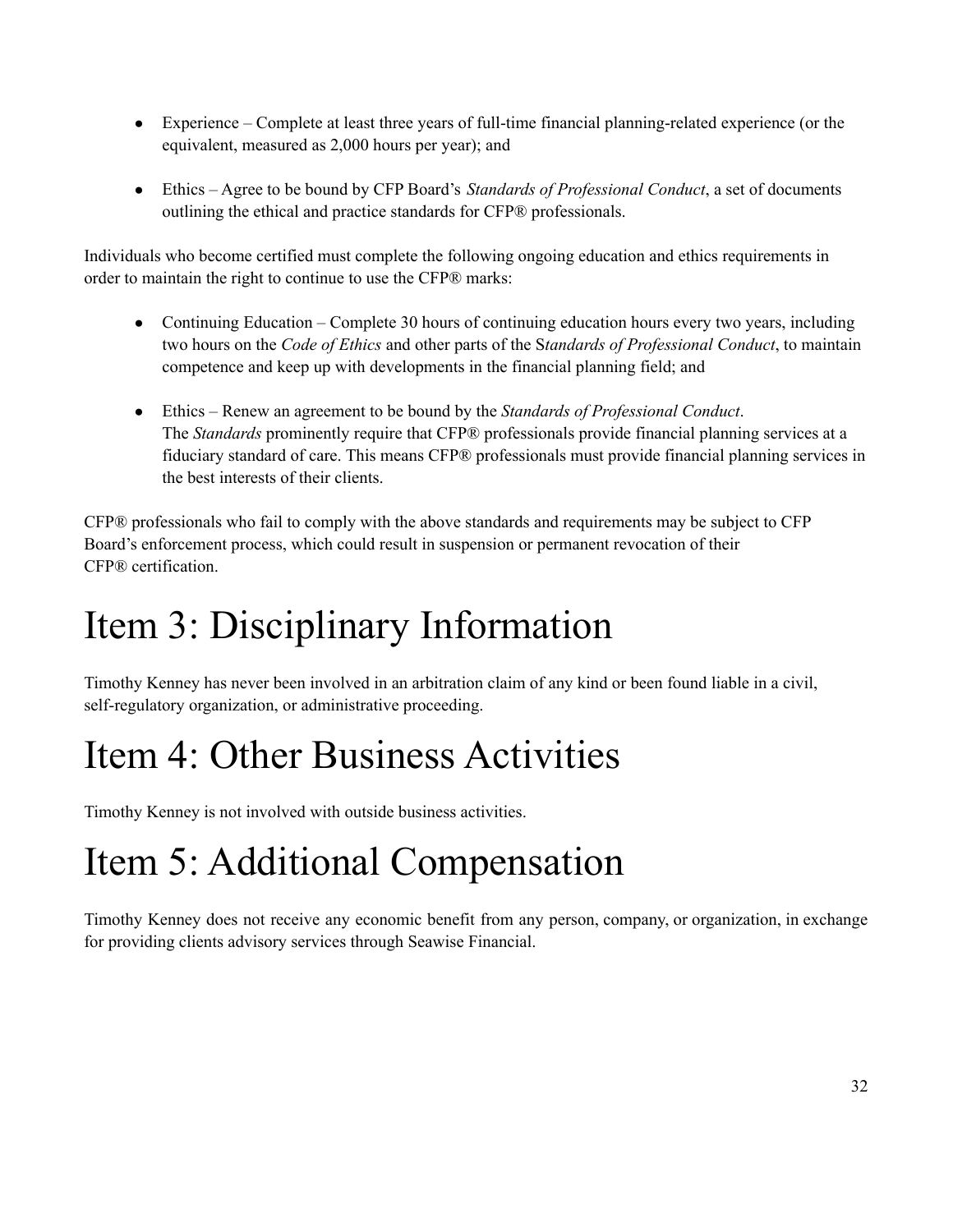- Experience – Complete at least three years of full-time financial planning-related experience (or the equivalent, measured as 2,000 hours per year); and

- Ethics – Agree to be bound by CFP Board's *Standards of Professional Conduct*, a set of documents outlining the ethical and practice standards for CFP® professionals.

Individuals who become certified must complete the following ongoing education and ethics requirements in order to maintain the right to continue to use the CFP® marks:

- Continuing Education – Complete 30 hours of continuing education hours every two years, including two hours on the *Code of Ethics* and other parts of the S*tandards of Professional Conduct*, to maintain competence and keep up with developments in the financial planning field; and

- Ethics – Renew an agreement to be bound by the *Standards of Professional Conduct*.
  The *Standards* prominently require that CFP® professionals provide financial planning services at a fiduciary standard of care. This means CFP® professionals must provide financial planning services in the best interests of their clients.

CFP® professionals who fail to comply with the above standards and requirements may be subject to CFP Board's enforcement process, which could result in suspension or permanent revocation of their CFP® certification.

# Item 3: Disciplinary Information

Timothy Kenney has never been involved in an arbitration claim of any kind or been found liable in a civil, self-regulatory organization, or administrative proceeding.

# Item 4: Other Business Activities

Timothy Kenney is not involved with outside business activities.

# Item 5: Additional Compensation

Timothy Kenney does not receive any economic benefit from any person, company, or organization, in exchange for providing clients advisory services through Seawise Financial.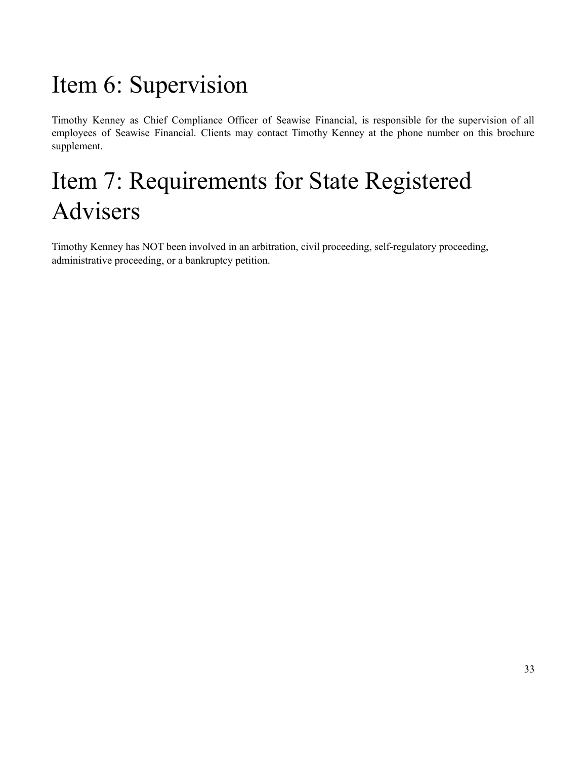# Item 6: Supervision

Timothy Kenney as Chief Compliance Officer of Seawise Financial, is responsible for the supervision of all employees of Seawise Financial. Clients may contact Timothy Kenney at the phone number on this brochure supplement.

# Item 7: Requirements for State Registered Advisers

Timothy Kenney has NOT been involved in an arbitration, civil proceeding, self-regulatory proceeding, administrative proceeding, or a bankruptcy petition.